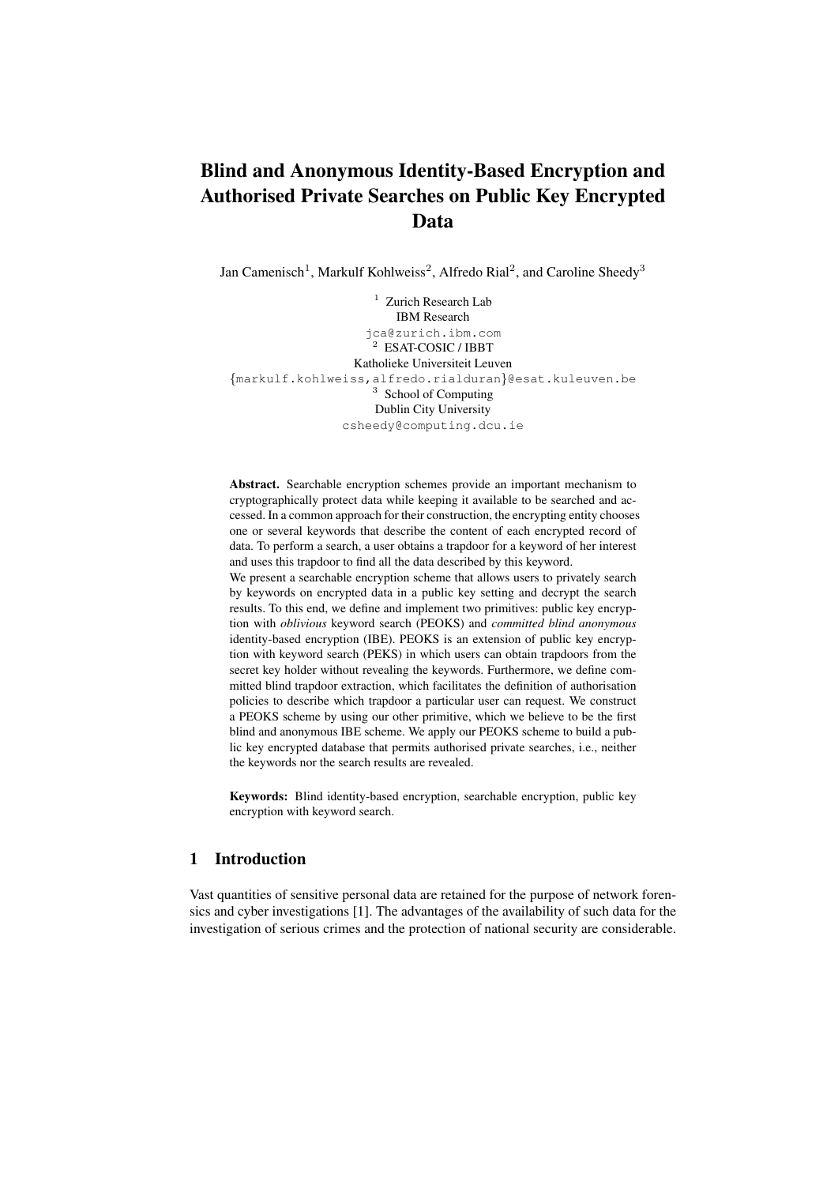# Blind and Anonymous Identity-Based Encryption and Authorised Private Searches on Public Key Encrypted Data

Jan Camenisch[1], Markulf Kohlweiss[2], Alfredo Rial[2], and Caroline Sheedy[3]

[1] Zurich Research Lab
IBM Research
jca@zurich.ibm.com

[2] ESAT-COSIC / IBBT
Katholieke Universiteit Leuven
{markulf.kohlweiss,alfredo.rialduran}@esat.kuleuven.be

[3] School of Computing
Dublin City University
csheedy@computing.dcu.ie

**Abstract.** Searchable encryption schemes provide an important mechanism to cryptographically protect data while keeping it available to be searched and accessed. In a common approach for their construction, the encrypting entity chooses one or several keywords that describe the content of each encrypted record of data. To perform a search, a user obtains a trapdoor for a keyword of her interest and uses this trapdoor to find all the data described by this keyword.

We present a searchable encryption scheme that allows users to privately search by keywords on encrypted data in a public key setting and decrypt the search results. To this end, we define and implement two primitives: public key encryption with *oblivious* keyword search (PEOKS) and *committed blind anonymous* identity-based encryption (IBE). PEOKS is an extension of public key encryption with keyword search (PEKS) in which users can obtain trapdoors from the secret key holder without revealing the keywords. Furthermore, we define committed blind trapdoor extraction, which facilitates the definition of authorisation policies to describe which trapdoor a particular user can request. We construct a PEOKS scheme by using our other primitive, which we believe to be the first blind and anonymous IBE scheme. We apply our PEOKS scheme to build a public key encrypted database that permits authorised private searches, i.e., neither the keywords nor the search results are revealed.

**Keywords:** Blind identity-based encryption, searchable encryption, public key encryption with keyword search.

## 1 Introduction

Vast quantities of sensitive personal data are retained for the purpose of network forensics and cyber investigations [1]. The advantages of the availability of such data for the investigation of serious crimes and the protection of national security are considerable.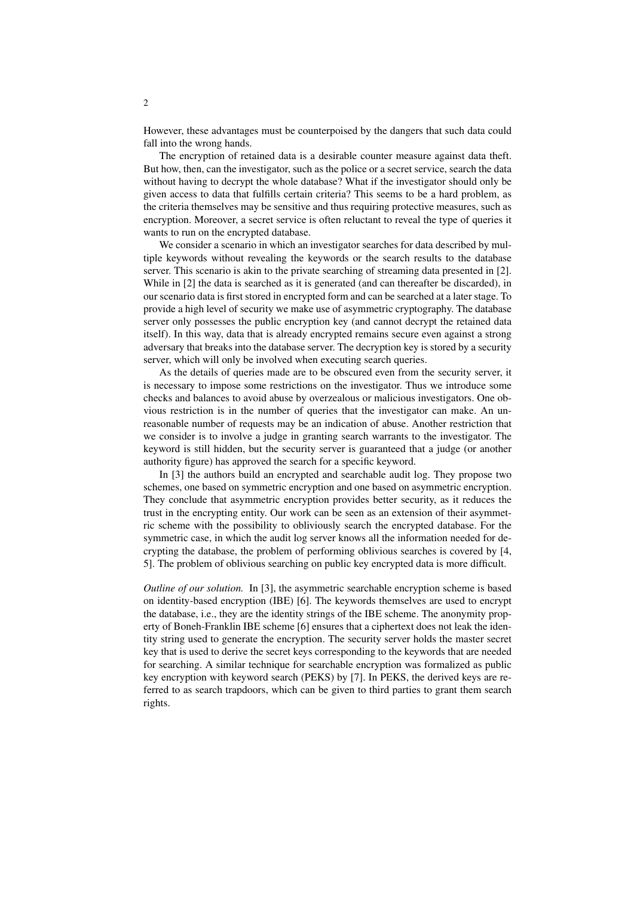However, these advantages must be counterpoised by the dangers that such data could fall into the wrong hands.

The encryption of retained data is a desirable counter measure against data theft. But how, then, can the investigator, such as the police or a secret service, search the data without having to decrypt the whole database? What if the investigator should only be given access to data that fulfills certain criteria? This seems to be a hard problem, as the criteria themselves may be sensitive and thus requiring protective measures, such as encryption. Moreover, a secret service is often reluctant to reveal the type of queries it wants to run on the encrypted database.

We consider a scenario in which an investigator searches for data described by multiple keywords without revealing the keywords or the search results to the database server. This scenario is akin to the private searching of streaming data presented in [2]. While in [2] the data is searched as it is generated (and can thereafter be discarded), in our scenario data is first stored in encrypted form and can be searched at a later stage. To provide a high level of security we make use of asymmetric cryptography. The database server only possesses the public encryption key (and cannot decrypt the retained data itself). In this way, data that is already encrypted remains secure even against a strong adversary that breaks into the database server. The decryption key is stored by a security server, which will only be involved when executing search queries.

As the details of queries made are to be obscured even from the security server, it is necessary to impose some restrictions on the investigator. Thus we introduce some checks and balances to avoid abuse by overzealous or malicious investigators. One obvious restriction is in the number of queries that the investigator can make. An unreasonable number of requests may be an indication of abuse. Another restriction that we consider is to involve a judge in granting search warrants to the investigator. The keyword is still hidden, but the security server is guaranteed that a judge (or another authority figure) has approved the search for a specific keyword.

In [3] the authors build an encrypted and searchable audit log. They propose two schemes, one based on symmetric encryption and one based on asymmetric encryption. They conclude that asymmetric encryption provides better security, as it reduces the trust in the encrypting entity. Our work can be seen as an extension of their asymmetric scheme with the possibility to obliviously search the encrypted database. For the symmetric case, in which the audit log server knows all the information needed for decrypting the database, the problem of performing oblivious searches is covered by [4, 5]. The problem of oblivious searching on public key encrypted data is more difficult.

*Outline of our solution.* In [3], the asymmetric searchable encryption scheme is based on identity-based encryption (IBE) [6]. The keywords themselves are used to encrypt the database, i.e., they are the identity strings of the IBE scheme. The anonymity property of Boneh-Franklin IBE scheme [6] ensures that a ciphertext does not leak the identity string used to generate the encryption. The security server holds the master secret key that is used to derive the secret keys corresponding to the keywords that are needed for searching. A similar technique for searchable encryption was formalized as public key encryption with keyword search (PEKS) by [7]. In PEKS, the derived keys are referred to as search trapdoors, which can be given to third parties to grant them search rights.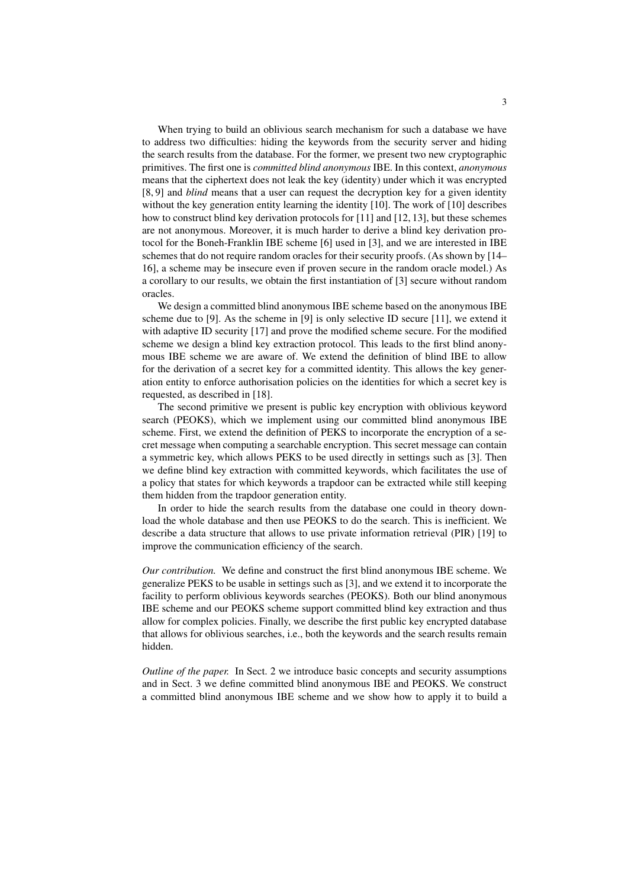When trying to build an oblivious search mechanism for such a database we have to address two difficulties: hiding the keywords from the security server and hiding the search results from the database. For the former, we present two new cryptographic primitives. The first one is *committed blind anonymous* IBE. In this context, *anonymous* means that the ciphertext does not leak the key (identity) under which it was encrypted [8, 9] and *blind* means that a user can request the decryption key for a given identity without the key generation entity learning the identity [10]. The work of [10] describes how to construct blind key derivation protocols for [11] and [12, 13], but these schemes are not anonymous. Moreover, it is much harder to derive a blind key derivation protocol for the Boneh-Franklin IBE scheme [6] used in [3], and we are interested in IBE schemes that do not require random oracles for their security proofs. (As shown by [14–16], a scheme may be insecure even if proven secure in the random oracle model.) As a corollary to our results, we obtain the first instantiation of [3] secure without random oracles.

We design a committed blind anonymous IBE scheme based on the anonymous IBE scheme due to [9]. As the scheme in [9] is only selective ID secure [11], we extend it with adaptive ID security [17] and prove the modified scheme secure. For the modified scheme we design a blind key extraction protocol. This leads to the first blind anonymous IBE scheme we are aware of. We extend the definition of blind IBE to allow for the derivation of a secret key for a committed identity. This allows the key generation entity to enforce authorisation policies on the identities for which a secret key is requested, as described in [18].

The second primitive we present is public key encryption with oblivious keyword search (PEOKS), which we implement using our committed blind anonymous IBE scheme. First, we extend the definition of PEKS to incorporate the encryption of a secret message when computing a searchable encryption. This secret message can contain a symmetric key, which allows PEKS to be used directly in settings such as [3]. Then we define blind key extraction with committed keywords, which facilitates the use of a policy that states for which keywords a trapdoor can be extracted while still keeping them hidden from the trapdoor generation entity.

In order to hide the search results from the database one could in theory download the whole database and then use PEOKS to do the search. This is inefficient. We describe a data structure that allows to use private information retrieval (PIR) [19] to improve the communication efficiency of the search.

*Our contribution.* We define and construct the first blind anonymous IBE scheme. We generalize PEKS to be usable in settings such as [3], and we extend it to incorporate the facility to perform oblivious keywords searches (PEOKS). Both our blind anonymous IBE scheme and our PEOKS scheme support committed blind key extraction and thus allow for complex policies. Finally, we describe the first public key encrypted database that allows for oblivious searches, i.e., both the keywords and the search results remain hidden.

*Outline of the paper.* In Sect. 2 we introduce basic concepts and security assumptions and in Sect. 3 we define committed blind anonymous IBE and PEOKS. We construct a committed blind anonymous IBE scheme and we show how to apply it to build a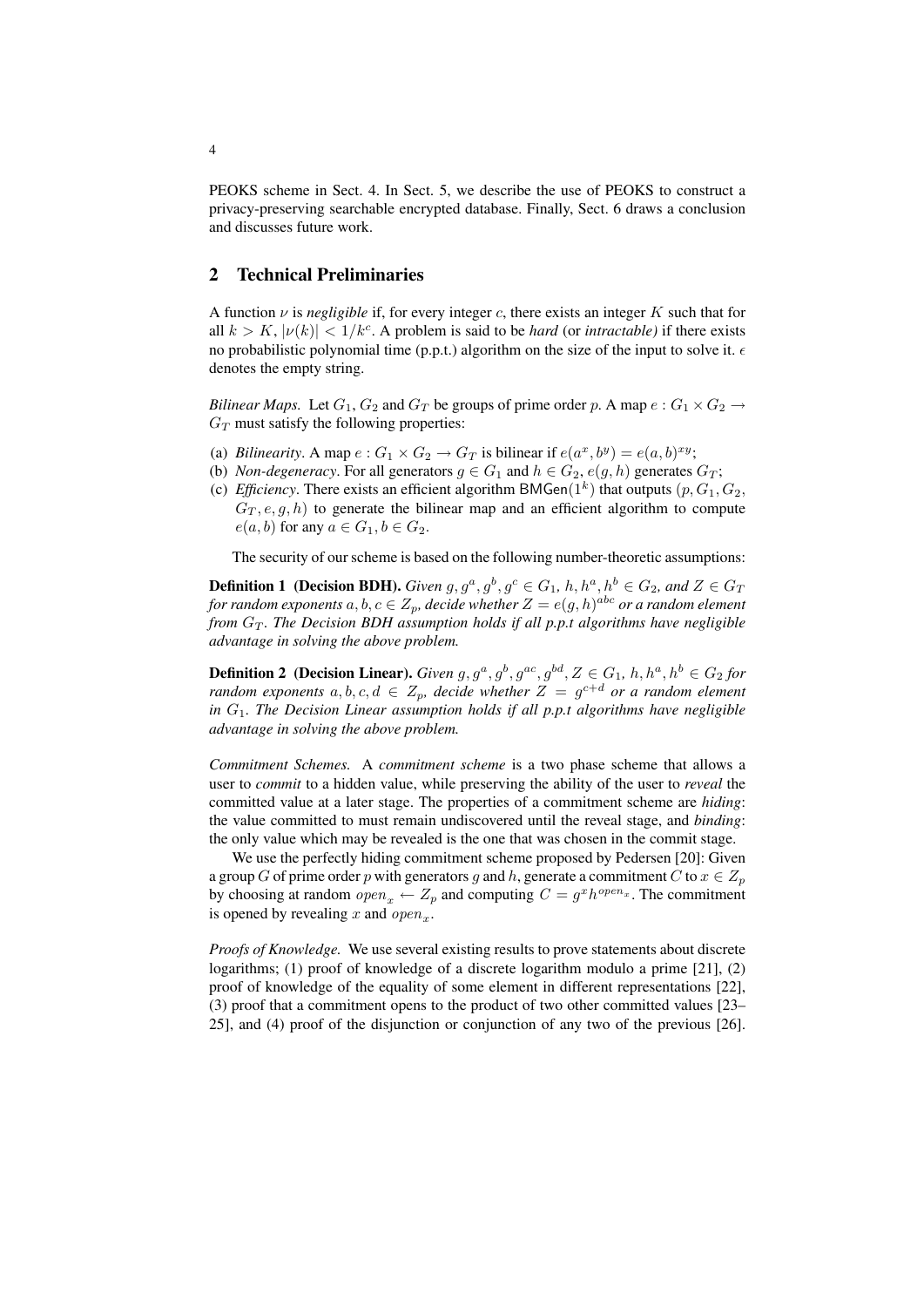PEOKS scheme in Sect. 4. In Sect. 5, we describe the use of PEOKS to construct a privacy-preserving searchable encrypted database. Finally, Sect. 6 draws a conclusion and discusses future work.

## 2 Technical Preliminaries

A function $\nu$ is *negligible* if, for every integer $c$, there exists an integer $K$ such that for all $k > K$, $|\nu(k)| < 1/k^c$. A problem is said to be *hard* (or *intractable)* if there exists no probabilistic polynomial time (p.p.t.) algorithm on the size of the input to solve it. $\epsilon$ denotes the empty string.

*Bilinear Maps.* Let $G_1$, $G_2$ and $G_T$ be groups of prime order $p$. A map $e : G_1 \times G_2 \rightarrow G_T$ must satisfy the following properties:

(a) *Bilinearity*. A map $e : G_1 \times G_2 \rightarrow G_T$ is bilinear if $e(a^x, b^y) = e(a, b)^{xy}$;
(b) *Non-degeneracy*. For all generators $g \in G_1$ and $h \in G_2$, $e(g, h)$ generates $G_T$;
(c) *Efficiency*. There exists an efficient algorithm $\mathsf{BMGen}(1^k)$ that outputs $(p, G_1, G_2, G_T, e, g, h)$ to generate the bilinear map and an efficient algorithm to compute $e(a, b)$ for any $a \in G_1, b \in G_2$.

The security of our scheme is based on the following number-theoretic assumptions:

**Definition 1 (Decision BDH).** *Given $g, g^a, g^b, g^c \in G_1$, $h, h^a, h^b \in G_2$, and $Z \in G_T$ for random exponents $a, b, c \in Z_p$, decide whether $Z = e(g, h)^{abc}$ or a random element from $G_T$. The Decision BDH assumption holds if all p.p.t algorithms have negligible advantage in solving the above problem.*

**Definition 2 (Decision Linear).** *Given $g, g^a, g^b, g^{ac}, g^{bd}, Z \in G_1$, $h, h^a, h^b \in G_2$ for random exponents $a, b, c, d \in Z_p$, decide whether $Z = g^{c+d}$ or a random element in $G_1$. The Decision Linear assumption holds if all p.p.t algorithms have negligible advantage in solving the above problem.*

*Commitment Schemes.* A *commitment scheme* is a two phase scheme that allows a user to *commit* to a hidden value, while preserving the ability of the user to *reveal* the committed value at a later stage. The properties of a commitment scheme are *hiding*: the value committed to must remain undiscovered until the reveal stage, and *binding*: the only value which may be revealed is the one that was chosen in the commit stage.

We use the perfectly hiding commitment scheme proposed by Pedersen [20]: Given a group $G$ of prime order $p$ with generators $g$ and $h$, generate a commitment $C$ to $x \in Z_p$ by choosing at random $open_x \leftarrow Z_p$ and computing $C = g^x h^{open_x}$. The commitment is opened by revealing $x$ and $open_x$.

*Proofs of Knowledge.* We use several existing results to prove statements about discrete logarithms; (1) proof of knowledge of a discrete logarithm modulo a prime [21], (2) proof of knowledge of the equality of some element in different representations [22], (3) proof that a commitment opens to the product of two other committed values [23–25], and (4) proof of the disjunction or conjunction of any two of the previous [26].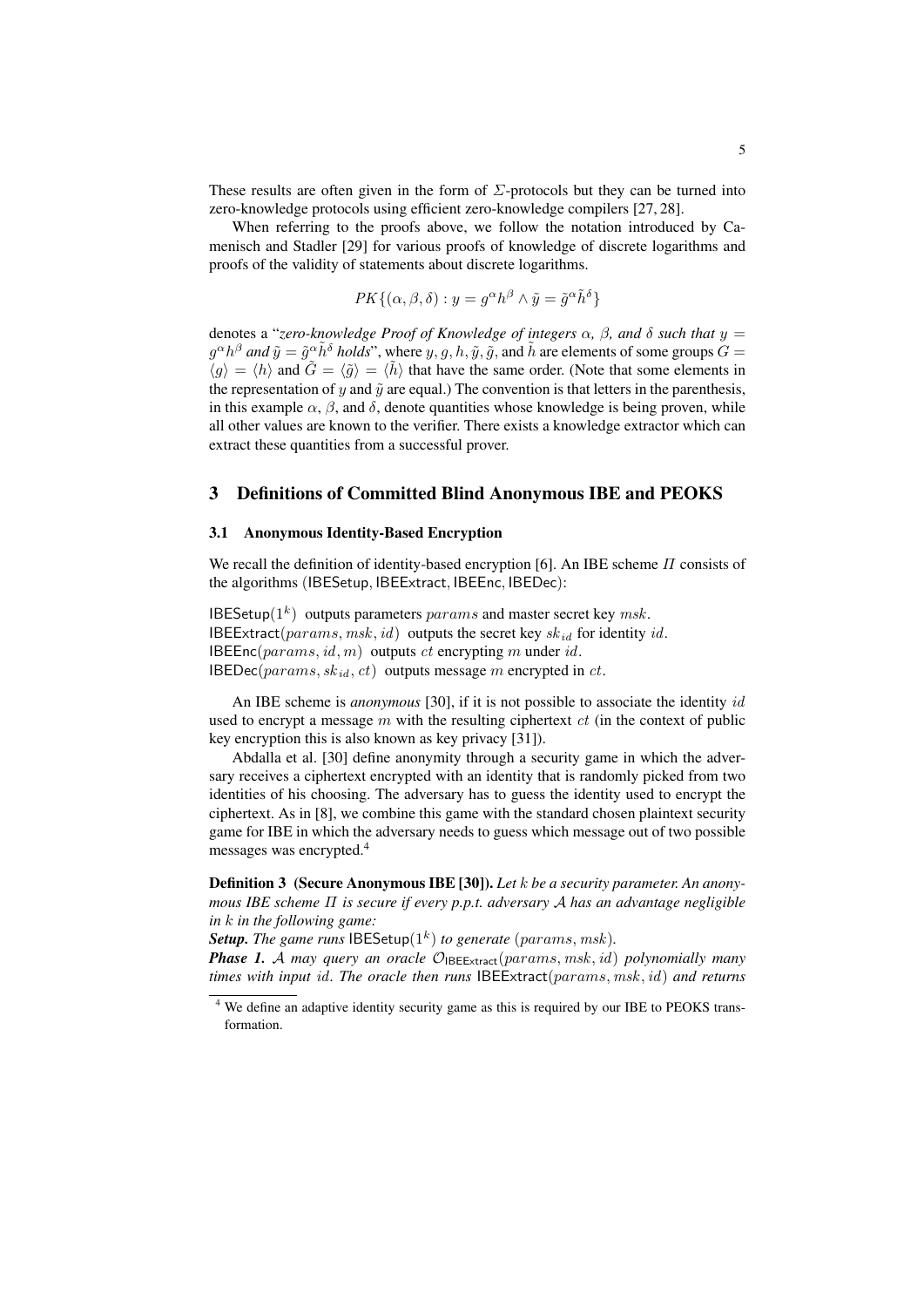These results are often given in the form of $\Sigma$-protocols but they can be turned into zero-knowledge protocols using efficient zero-knowledge compilers [27, 28].

When referring to the proofs above, we follow the notation introduced by Camenisch and Stadler [29] for various proofs of knowledge of discrete logarithms and proofs of the validity of statements about discrete logarithms.

$$PK\{(\alpha, \beta, \delta) : y = g^{\alpha}h^{\beta} \wedge \tilde{y} = \tilde{g}^{\alpha}\tilde{h}^{\delta}\}$$

denotes a "*zero-knowledge Proof of Knowledge of integers $\alpha$, $\beta$, and $\delta$ such that $y = g^{\alpha}h^{\beta}$ and $\tilde{y} = \tilde{g}^{\alpha}\tilde{h}^{\delta}$ holds*", where $y, g, h, \tilde{y}, \tilde{g}$, and $\tilde{h}$ are elements of some groups $G = \langle g \rangle = \langle h \rangle$ and $\tilde{G} = \langle \tilde{g} \rangle = \langle \tilde{h} \rangle$ that have the same order. (Note that some elements in the representation of $y$ and $\tilde{y}$ are equal.) The convention is that letters in the parenthesis, in this example $\alpha$, $\beta$, and $\delta$, denote quantities whose knowledge is being proven, while all other values are known to the verifier. There exists a knowledge extractor which can extract these quantities from a successful prover.

## 3 Definitions of Committed Blind Anonymous IBE and PEOKS

### 3.1 Anonymous Identity-Based Encryption

We recall the definition of identity-based encryption [6]. An IBE scheme $\Pi$ consists of the algorithms ($\mathsf{IBESetup}, \mathsf{IBEExtract}, \mathsf{IBEEnc}, \mathsf{IBEDec}$):

$\mathsf{IBESetup}(1^k)$ outputs parameters $params$ and master secret key $msk$.
$\mathsf{IBEExtract}(params, msk, id)$ outputs the secret key $sk_{id}$ for identity $id$.
$\mathsf{IBEEnc}(params, id, m)$ outputs $ct$ encrypting $m$ under $id$.
$\mathsf{IBEDec}(params, sk_{id}, ct)$ outputs message $m$ encrypted in $ct$.

An IBE scheme is *anonymous* [30], if it is not possible to associate the identity $id$ used to encrypt a message $m$ with the resulting ciphertext $ct$ (in the context of public key encryption this is also known as key privacy [31]).

Abdalla et al. [30] define anonymity through a security game in which the adversary receives a ciphertext encrypted with an identity that is randomly picked from two identities of his choosing. The adversary has to guess the identity used to encrypt the ciphertext. As in [8], we combine this game with the standard chosen plaintext security game for IBE in which the adversary needs to guess which message out of two possible messages was encrypted.[4]

**Definition 3 (Secure Anonymous IBE [30]).** *Let $k$ be a security parameter. An anonymous IBE scheme $\Pi$ is secure if every p.p.t. adversary $\mathcal{A}$ has an advantage negligible in $k$ in the following game:*

***Setup.*** *The game runs $\mathsf{IBESetup}(1^k)$ to generate $(params, msk)$.*

***Phase 1.*** *$\mathcal{A}$ may query an oracle $\mathcal{O}_{\mathsf{IBEExtract}}(params, msk, id)$ polynomially many times with input $id$. The oracle then runs $\mathsf{IBEExtract}(params, msk, id)$ and returns*

[4] We define an adaptive identity security game as this is required by our IBE to PEOKS transformation.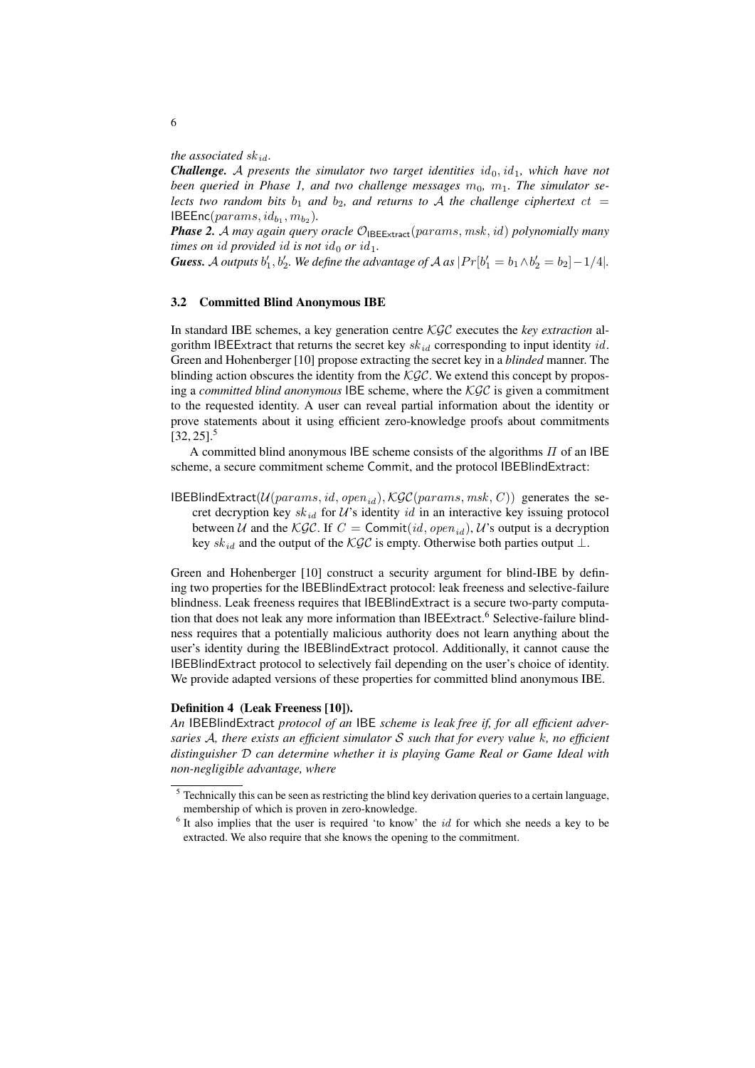*the associated $sk_{id}$.*

***Challenge.*** *$\mathcal{A}$ presents the simulator two target identities $id_0, id_1$, which have not been queried in Phase 1, and two challenge messages $m_0$, $m_1$. The simulator selects two random bits $b_1$ and $b_2$, and returns to $\mathcal{A}$ the challenge ciphertext $ct = \mathsf{IBEEnc}(params, id_{b_1}, m_{b_2})$.*

***Phase 2.*** *$\mathcal{A}$ may again query oracle $\mathcal{O}_{\mathsf{IBEExtract}}(params, msk, id)$ polynomially many times on $id$ provided $id$ is not $id_0$ or $id_1$.*

***Guess.*** *$\mathcal{A}$ outputs $b'_1, b'_2$. We define the advantage of $\mathcal{A}$ as $|Pr[b'_1 = b_1 \wedge b'_2 = b_2] - 1/4|$.*

### 3.2 Committed Blind Anonymous IBE

In standard IBE schemes, a key generation centre $\mathcal{KGC}$ executes the *key extraction* algorithm IBEExtract that returns the secret key $sk_{id}$ corresponding to input identity $id$. Green and Hohenberger [10] propose extracting the secret key in a *blinded* manner. The blinding action obscures the identity from the $\mathcal{KGC}$. We extend this concept by proposing a *committed blind anonymous* IBE scheme, where the $\mathcal{KGC}$ is given a commitment to the requested identity. A user can reveal partial information about the identity or prove statements about it using efficient zero-knowledge proofs about commitments [32, 25].[5]

A committed blind anonymous IBE scheme consists of the algorithms $\Pi$ of an IBE scheme, a secure commitment scheme Commit, and the protocol IBEBlindExtract:

$\mathsf{IBEBlindExtract}(\mathcal{U}(params, id, open_{id}), \mathcal{KGC}(params, msk, C))$ generates the secret decryption key $sk_{id}$ for $\mathcal{U}$'s identity $id$ in an interactive key issuing protocol between $\mathcal{U}$ and the $\mathcal{KGC}$. If $C = \mathsf{Commit}(id, open_{id})$, $\mathcal{U}$'s output is a decryption key $sk_{id}$ and the output of the $\mathcal{KGC}$ is empty. Otherwise both parties output $\perp$.

Green and Hohenberger [10] construct a security argument for blind-IBE by defining two properties for the IBEBlindExtract protocol: leak freeness and selective-failure blindness. Leak freeness requires that IBEBlindExtract is a secure two-party computation that does not leak any more information than IBEExtract.[6] Selective-failure blindness requires that a potentially malicious authority does not learn anything about the user's identity during the IBEBlindExtract protocol. Additionally, it cannot cause the IBEBlindExtract protocol to selectively fail depending on the user's choice of identity. We provide adapted versions of these properties for committed blind anonymous IBE.

**Definition 4 (Leak Freeness [10]).**
*An* IBEBlindExtract *protocol of an* IBE *scheme is leak free if, for all efficient adversaries $\mathcal{A}$, there exists an efficient simulator $\mathcal{S}$ such that for every value $k$, no efficient distinguisher $\mathcal{D}$ can determine whether it is playing Game Real or Game Ideal with non-negligible advantage, where*

[5] Technically this can be seen as restricting the blind key derivation queries to a certain language, membership of which is proven in zero-knowledge.

[6] It also implies that the user is required 'to know' the $id$ for which she needs a key to be extracted. We also require that she knows the opening to the commitment.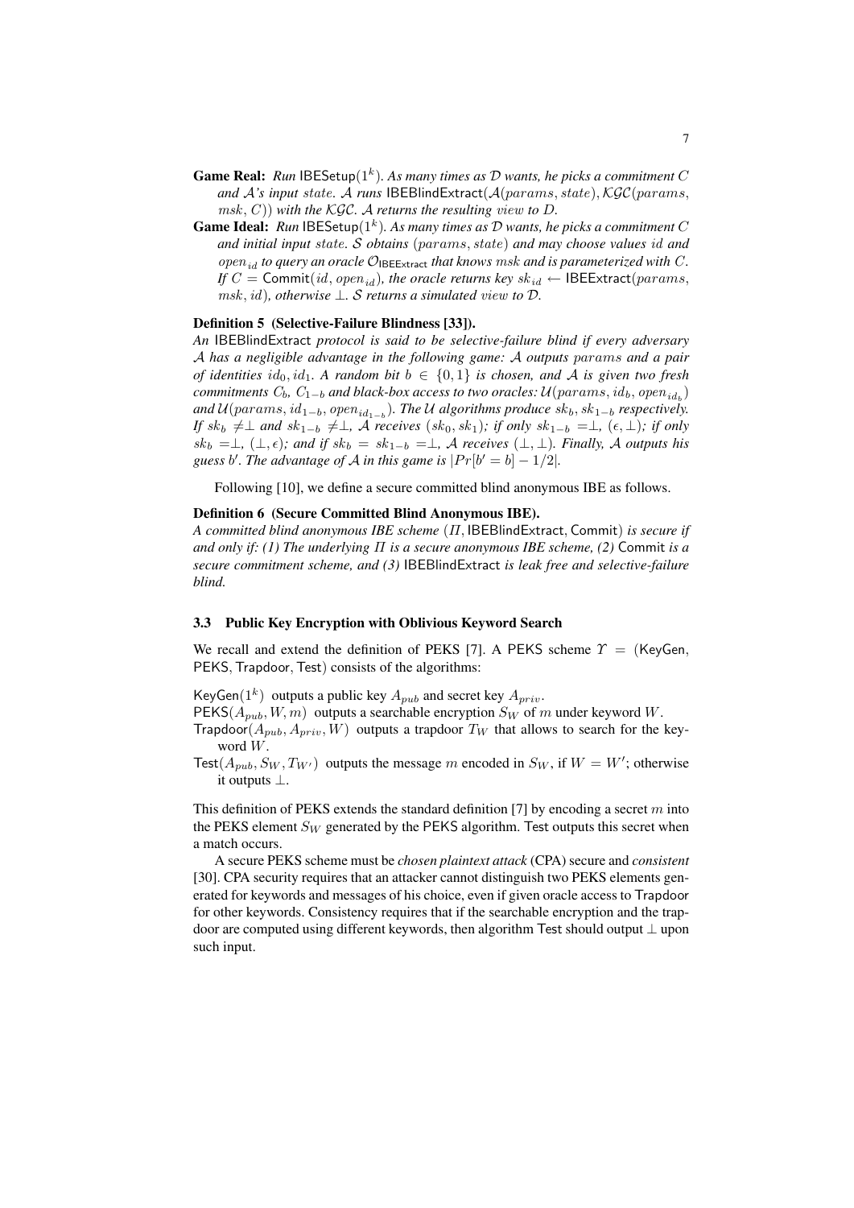**Game Real:** *Run* $\mathsf{IBESetup}(1^k)$. *As many times as* $\mathcal{D}$ *wants, he picks a commitment* $C$ *and* $\mathcal{A}$*'s input* $state$. $\mathcal{A}$ *runs* $\mathsf{IBEBlindExtract}(\mathcal{A}(params, state), \mathcal{KGC}(params, msk, C))$ *with the* $\mathcal{KGC}$. $\mathcal{A}$ *returns the resulting* $view$ *to* $D$.

**Game Ideal:** *Run* $\mathsf{IBESetup}(1^k)$. *As many times as* $\mathcal{D}$ *wants, he picks a commitment* $C$ *and initial input* $state$. $\mathcal{S}$ *obtains* $(params, state)$ *and may choose values* $id$ *and* $open_{id}$ *to query an oracle* $\mathcal{O}_{\mathsf{IBEExtract}}$ *that knows* $msk$ *and is parameterized with* $C$. *If* $C = \mathsf{Commit}(id, open_{id})$*, the oracle returns key* $sk_{id} \leftarrow \mathsf{IBEExtract}(params, msk, id)$*, otherwise* $\perp$. $\mathcal{S}$ *returns a simulated* $view$ *to* $\mathcal{D}$.

**Definition 5 (Selective-Failure Blindness [33]).**
*An* IBEBlindExtract *protocol is said to be selective-failure blind if every adversary* $\mathcal{A}$ *has a negligible advantage in the following game:* $\mathcal{A}$ *outputs* $params$ *and a pair of identities* $id_0, id_1$. *A random bit* $b \in \{0, 1\}$ *is chosen, and* $\mathcal{A}$ *is given two fresh commitments* $C_b$, $C_{1-b}$ *and black-box access to two oracles:* $\mathcal{U}(params, id_b, open_{id_b})$ *and* $\mathcal{U}(params, id_{1-b}, open_{id_{1-b}})$. *The* $\mathcal{U}$ *algorithms produce* $sk_b, sk_{1-b}$ *respectively. If* $sk_b \neq \perp$ *and* $sk_{1-b} \neq \perp$, $\mathcal{A}$ *receives* $(sk_0, sk_1)$*; if only* $sk_{1-b} = \perp$, $(\epsilon, \perp)$*; if only* $sk_b = \perp$, $(\perp, \epsilon)$*; and if* $sk_b = sk_{1-b} = \perp$, $\mathcal{A}$ *receives* $(\perp, \perp)$. *Finally,* $\mathcal{A}$ *outputs his guess* $b'$. *The advantage of* $\mathcal{A}$ *in this game is* $|Pr[b' = b] - 1/2|$.

Following [10], we define a secure committed blind anonymous IBE as follows.

**Definition 6 (Secure Committed Blind Anonymous IBE).**
*A committed blind anonymous IBE scheme* $(\Pi, \mathsf{IBEBlindExtract}, \mathsf{Commit})$ *is secure if and only if: (1) The underlying* $\Pi$ *is a secure anonymous IBE scheme, (2)* Commit *is a secure commitment scheme, and (3)* IBEBlindExtract *is leak free and selective-failure blind.*

### 3.3 Public Key Encryption with Oblivious Keyword Search

We recall and extend the definition of PEKS [7]. A PEKS scheme $\Upsilon$ = (KeyGen, PEKS, Trapdoor, Test) consists of the algorithms:

$\mathsf{KeyGen}(1^k)$ outputs a public key $A_{pub}$ and secret key $A_{priv}$.

$\mathsf{PEKS}(A_{pub}, W, m)$ outputs a searchable encryption $S_W$ of $m$ under keyword $W$.

$\mathsf{Trapdoor}(A_{pub}, A_{priv}, W)$ outputs a trapdoor $T_W$ that allows to search for the keyword $W$.

$\mathsf{Test}(A_{pub}, S_W, T_{W'})$ outputs the message $m$ encoded in $S_W$, if $W = W'$; otherwise it outputs $\perp$.

This definition of PEKS extends the standard definition [7] by encoding a secret $m$ into the PEKS element $S_W$ generated by the PEKS algorithm. Test outputs this secret when a match occurs.

A secure PEKS scheme must be *chosen plaintext attack* (CPA) secure and *consistent* [30]. CPA security requires that an attacker cannot distinguish two PEKS elements generated for keywords and messages of his choice, even if given oracle access to Trapdoor for other keywords. Consistency requires that if the searchable encryption and the trapdoor are computed using different keywords, then algorithm Test should output $\perp$ upon such input.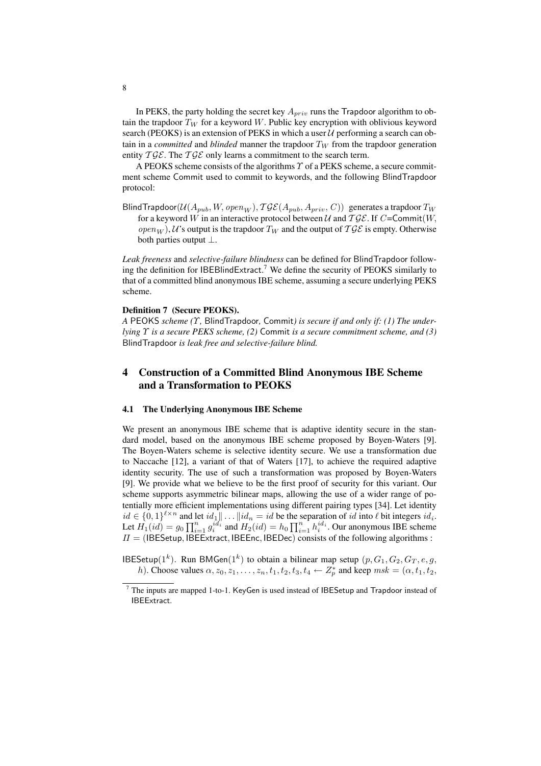In PEKS, the party holding the secret key $A_{priv}$ runs the Trapdoor algorithm to obtain the trapdoor $T_W$ for a keyword $W$. Public key encryption with oblivious keyword search (PEOKS) is an extension of PEKS in which a user $\mathcal{U}$ performing a search can obtain in a *committed* and *blinded* manner the trapdoor $T_W$ from the trapdoor generation entity $\mathcal{TGE}$. The $\mathcal{TGE}$ only learns a commitment to the search term.

A PEOKS scheme consists of the algorithms $\Upsilon$ of a PEKS scheme, a secure commitment scheme Commit used to commit to keywords, and the following BlindTrapdoor protocol:

BlindTrapdoor($\mathcal{U}(A_{pub}, W, open_W), \mathcal{TGE}(A_{pub}, A_{priv}, C)$) generates a trapdoor $T_W$ for a keyword $W$ in an interactive protocol between $\mathcal{U}$ and $\mathcal{TGE}$. If $C$=Commit($W$, $open_W$), $\mathcal{U}$'s output is the trapdoor $T_W$ and the output of $\mathcal{TGE}$ is empty. Otherwise both parties output $\perp$.

*Leak freeness* and *selective-failure blindness* can be defined for BlindTrapdoor following the definition for IBEBlindExtract.[7] We define the security of PEOKS similarly to that of a committed blind anonymous IBE scheme, assuming a secure underlying PEKS scheme.

**Definition 7 (Secure PEOKS).**
*A* PEOKS *scheme ($\Upsilon$,* BlindTrapdoor*,* Commit*) is secure if and only if: (1) The underlying $\Upsilon$ is a secure PEKS scheme, (2)* Commit *is a secure commitment scheme, and (3)* BlindTrapdoor *is leak free and selective-failure blind.*

# 4 Construction of a Committed Blind Anonymous IBE Scheme and a Transformation to PEOKS

## 4.1 The Underlying Anonymous IBE Scheme

We present an anonymous IBE scheme that is adaptive identity secure in the standard model, based on the anonymous IBE scheme proposed by Boyen-Waters [9]. The Boyen-Waters scheme is selective identity secure. We use a transformation due to Naccache [12], a variant of that of Waters [17], to achieve the required adaptive identity security. The use of such a transformation was proposed by Boyen-Waters [9]. We provide what we believe to be the first proof of security for this variant. Our scheme supports asymmetric bilinear maps, allowing the use of a wider range of potentially more efficient implementations using different pairing types [34]. Let identity $id \in \{0,1\}^{\ell \times n}$ and let $id_1 \| \ldots \| id_n = id$ be the separation of $id$ into $\ell$ bit integers $id_i$. Let $H_1(id) = g_0 \prod_{i=1}^{n} g_i^{id_i}$ and $H_2(id) = h_0 \prod_{i=1}^{n} h_i^{id_i}$. Our anonymous IBE scheme $\Pi$ = (IBESetup, IBEExtract, IBEEnc, IBEDec) consists of the following algorithms :

IBESetup($1^k$). Run BMGen($1^k$) to obtain a bilinear map setup $(p, G_1, G_2, G_T, e, g, h)$. Choose values $\alpha, z_0, z_1, \ldots, z_n, t_1, t_2, t_3, t_4 \leftarrow Z_p^*$ and keep $msk = (\alpha, t_1, t_2,$

[7] The inputs are mapped 1-to-1. KeyGen is used instead of IBESetup and Trapdoor instead of IBEExtract.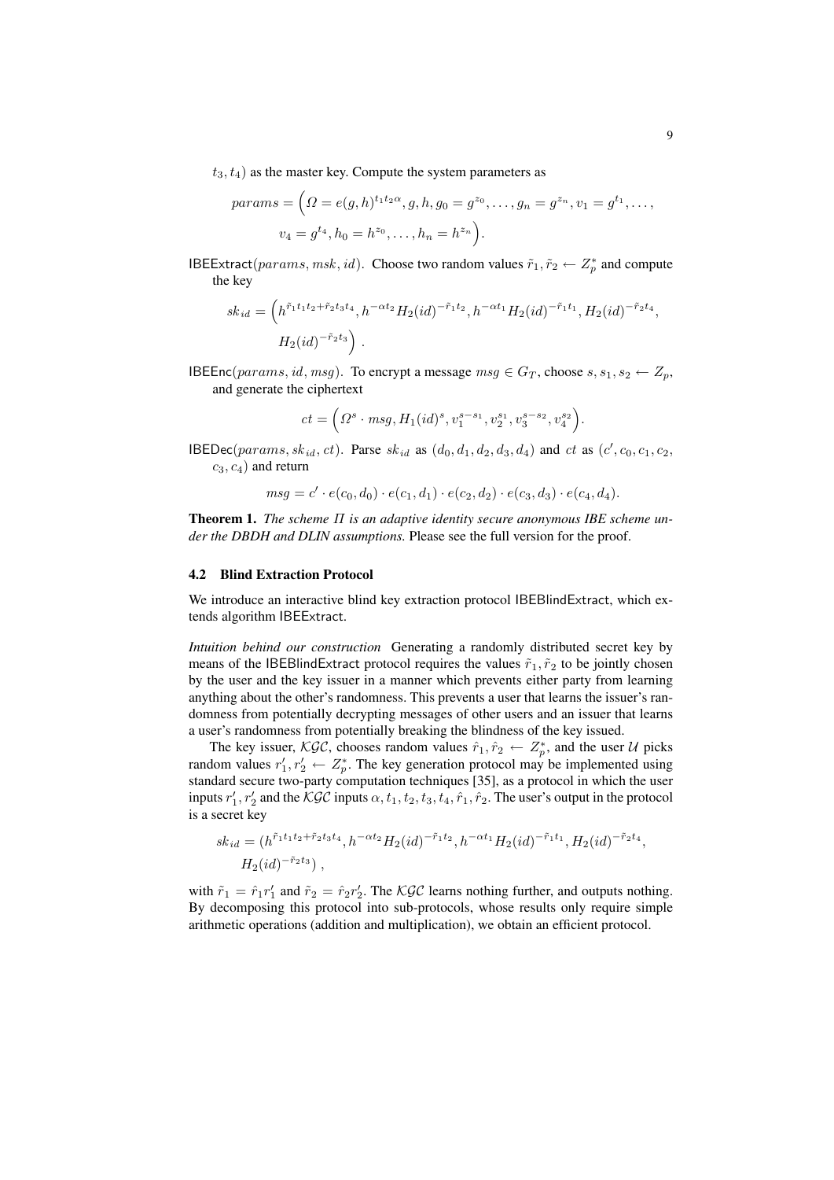$t_3, t_4$) as the master key. Compute the system parameters as

$$params = \Big(\Omega = e(g,h)^{t_1 t_2 \alpha}, g, h, g_0 = g^{z_0}, \dots, g_n = g^{z_n}, v_1 = g^{t_1}, \dots,$$
$$v_4 = g^{t_4}, h_0 = h^{z_0}, \dots, h_n = h^{z_n}\Big).$$

$\mathsf{IBEExtract}(params, msk, id)$. Choose two random values $\tilde{r}_1, \tilde{r}_2 \leftarrow Z_p^*$ and compute the key

$$sk_{id} = \Big(h^{\tilde{r}_1 t_1 t_2 + \tilde{r}_2 t_3 t_4}, h^{-\alpha t_2} H_2(id)^{-\tilde{r}_1 t_2}, h^{-\alpha t_1} H_2(id)^{-\tilde{r}_1 t_1}, H_2(id)^{-\tilde{r}_2 t_4},$$
$$H_2(id)^{-\tilde{r}_2 t_3}\Big) .$$

$\mathsf{IBEEnc}(params, id, msg)$. To encrypt a message $msg \in G_T$, choose $s, s_1, s_2 \leftarrow Z_p$, and generate the ciphertext

$$ct = \Big(\Omega^s \cdot msg, H_1(id)^s, v_1^{s-s_1}, v_2^{s_1}, v_3^{s-s_2}, v_4^{s_2}\Big).$$

$\mathsf{IBEDec}(params, sk_{id}, ct)$. Parse $sk_{id}$ as $(d_0, d_1, d_2, d_3, d_4)$ and $ct$ as $(c', c_0, c_1, c_2, c_3, c_4)$ and return

$$msg = c' \cdot e(c_0, d_0) \cdot e(c_1, d_1) \cdot e(c_2, d_2) \cdot e(c_3, d_3) \cdot e(c_4, d_4).$$

**Theorem 1.** *The scheme $\Pi$ is an adaptive identity secure anonymous IBE scheme under the DBDH and DLIN assumptions.* Please see the full version for the proof.

### 4.2 Blind Extraction Protocol

We introduce an interactive blind key extraction protocol $\mathsf{IBEBlindExtract}$, which extends algorithm $\mathsf{IBEExtract}$.

*Intuition behind our construction* Generating a randomly distributed secret key by means of the $\mathsf{IBEBlindExtract}$ protocol requires the values $\tilde{r}_1, \tilde{r}_2$ to be jointly chosen by the user and the key issuer in a manner which prevents either party from learning anything about the other's randomness. This prevents a user that learns the issuer's randomness from potentially decrypting messages of other users and an issuer that learns a user's randomness from potentially breaking the blindness of the key issued.

The key issuer, $\mathcal{KGC}$, chooses random values $\hat{r}_1, \hat{r}_2 \leftarrow Z_p^*$, and the user $\mathcal{U}$ picks random values $r_1', r_2' \leftarrow Z_p^*$. The key generation protocol may be implemented using standard secure two-party computation techniques [35], as a protocol in which the user inputs $r_1', r_2'$ and the $\mathcal{KGC}$ inputs $\alpha, t_1, t_2, t_3, t_4, \hat{r}_1, \hat{r}_2$. The user's output in the protocol is a secret key

$$sk_{id} = (h^{\tilde{r}_1 t_1 t_2 + \tilde{r}_2 t_3 t_4}, h^{-\alpha t_2} H_2(id)^{-\tilde{r}_1 t_2}, h^{-\alpha t_1} H_2(id)^{-\tilde{r}_1 t_1}, H_2(id)^{-\tilde{r}_2 t_4},$$
$$H_2(id)^{-\tilde{r}_2 t_3}) ,$$

with $\tilde{r}_1 = \hat{r}_1 r_1'$ and $\tilde{r}_2 = \hat{r}_2 r_2'$. The $\mathcal{KGC}$ learns nothing further, and outputs nothing. By decomposing this protocol into sub-protocols, whose results only require simple arithmetic operations (addition and multiplication), we obtain an efficient protocol.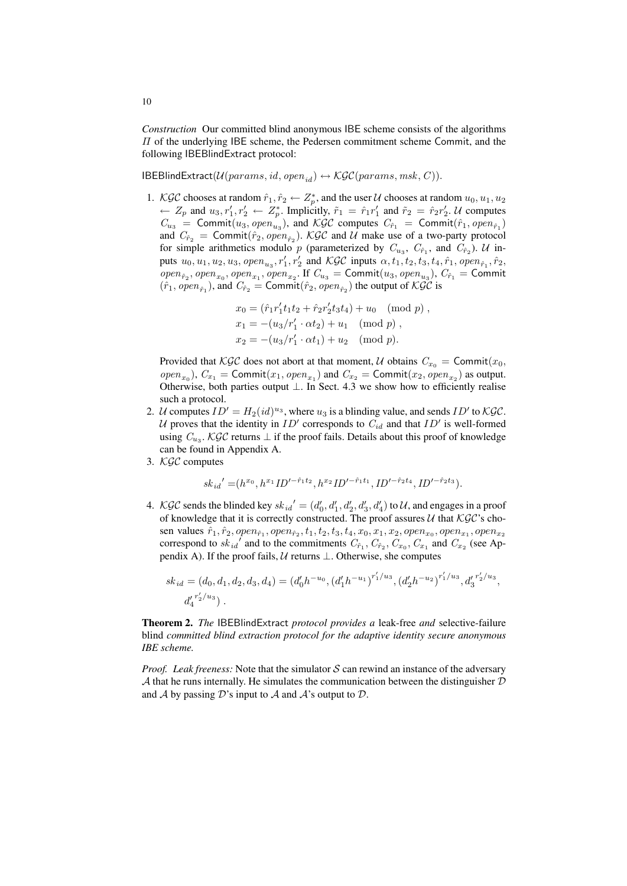*Construction* Our committed blind anonymous IBE scheme consists of the algorithms $\Pi$ of the underlying IBE scheme, the Pedersen commitment scheme Commit, and the following IBEBlindExtract protocol:

$\mathsf{IBEBlindExtract}(\mathcal{U}(params, id, open_{id}) \leftrightarrow \mathcal{KGC}(params, msk, C))$.

1. $\mathcal{KGC}$ chooses at random $\hat{r}_1, \hat{r}_2 \leftarrow Z_p^*$, and the user $\mathcal{U}$ chooses at random $u_0, u_1, u_2 \leftarrow Z_p$ and $u_3, r_1', r_2' \leftarrow Z_p^*$. Implicitly, $\tilde{r}_1 = \hat{r}_1 r_1'$ and $\tilde{r}_2 = \hat{r}_2 r_2'$. $\mathcal{U}$ computes $C_{u_3} = \mathsf{Commit}(u_3, open_{u_3})$, and $\mathcal{KGC}$ computes $C_{\hat{r}_1} = \mathsf{Commit}(\hat{r}_1, open_{\hat{r}_1})$ and $C_{\hat{r}_2} = \mathsf{Commit}(\hat{r}_2, open_{\hat{r}_2})$. $\mathcal{KGC}$ and $\mathcal{U}$ make use of a two-party protocol for simple arithmetics modulo $p$ (parameterized by $C_{u_3}$, $C_{\hat{r}_1}$, and $C_{\hat{r}_2}$). $\mathcal{U}$ inputs $u_0, u_1, u_2, u_3, open_{u_3}, r_1', r_2'$ and $\mathcal{KGC}$ inputs $\alpha, t_1, t_2, t_3, t_4, \hat{r}_1, open_{\hat{r}_1}, \hat{r}_2, open_{\hat{r}_2}, open_{x_0}, open_{x_1}, open_{x_2}$. If $C_{u_3} = \mathsf{Commit}(u_3, open_{u_3})$, $C_{\hat{r}_1} = \mathsf{Commit}(\hat{r}_1, open_{\hat{r}_1})$, and $C_{\hat{r}_2} = \mathsf{Commit}(\hat{r}_2, open_{\hat{r}_2})$ the output of $\mathcal{KGC}$ is

$$x_0 = (\hat{r}_1 r_1' t_1 t_2 + \hat{r}_2 r_2' t_3 t_4) + u_0 \pmod p ,$$
$$x_1 = -(u_3/r_1' \cdot \alpha t_2) + u_1 \pmod p ,$$
$$x_2 = -(u_3/r_1' \cdot \alpha t_1) + u_2 \pmod p .$$

   Provided that $\mathcal{KGC}$ does not abort at that moment, $\mathcal{U}$ obtains $C_{x_0} = \mathsf{Commit}(x_0, open_{x_0})$, $C_{x_1} = \mathsf{Commit}(x_1, open_{x_1})$ and $C_{x_2} = \mathsf{Commit}(x_2, open_{x_2})$ as output. Otherwise, both parties output $\perp$. In Sect. 4.3 we show how to efficiently realise such a protocol.

2. $\mathcal{U}$ computes $ID' = H_2(id)^{u_3}$, where $u_3$ is a blinding value, and sends $ID'$ to $\mathcal{KGC}$. $\mathcal{U}$ proves that the identity in $ID'$ corresponds to $C_{id}$ and that $ID'$ is well-formed using $C_{u_3}$. $\mathcal{KGC}$ returns $\perp$ if the proof fails. Details about this proof of knowledge can be found in Appendix A.

3. $\mathcal{KGC}$ computes

$$sk_{id}' = (h^{x_0}, h^{x_1} ID'^{-\hat{r}_1 t_2}, h^{x_2} ID'^{-\hat{r}_1 t_1}, ID'^{-\hat{r}_2 t_4}, ID'^{-\hat{r}_2 t_3}).$$

4. $\mathcal{KGC}$ sends the blinded key $sk_{id}' = (d_0', d_1', d_2', d_3', d_4')$ to $\mathcal{U}$, and engages in a proof of knowledge that it is correctly constructed. The proof assures $\mathcal{U}$ that $\mathcal{KGC}$'s chosen values $\hat{r}_1, \hat{r}_2, open_{\hat{r}_1}, open_{\hat{r}_2}, t_1, t_2, t_3, t_4, x_0, x_1, x_2, open_{x_0}, open_{x_1}, open_{x_2}$ correspond to $sk_{id}'$ and to the commitments $C_{\hat{r}_1}$, $C_{\hat{r}_2}$, $C_{x_0}$, $C_{x_1}$ and $C_{x_2}$ (see Appendix A). If the proof fails, $\mathcal{U}$ returns $\perp$. Otherwise, she computes

$$sk_{id} = (d_0, d_1, d_2, d_3, d_4) = (d_0' h^{-u_0}, (d_1' h^{-u_1})^{r_1'/u_3}, (d_2' h^{-u_2})^{r_1'/u_3}, {d_3'}^{r_2'/u_3}, {d_4'}^{r_2'/u_3}) .$$

**Theorem 2.** *The* IBEBlindExtract *protocol provides a* leak-free *and* selective-failure blind *committed blind extraction protocol for the adaptive identity secure anonymous IBE scheme.*

*Proof. Leak freeness:* Note that the simulator $\mathcal{S}$ can rewind an instance of the adversary $\mathcal{A}$ that he runs internally. He simulates the communication between the distinguisher $\mathcal{D}$ and $\mathcal{A}$ by passing $\mathcal{D}$'s input to $\mathcal{A}$ and $\mathcal{A}$'s output to $\mathcal{D}$.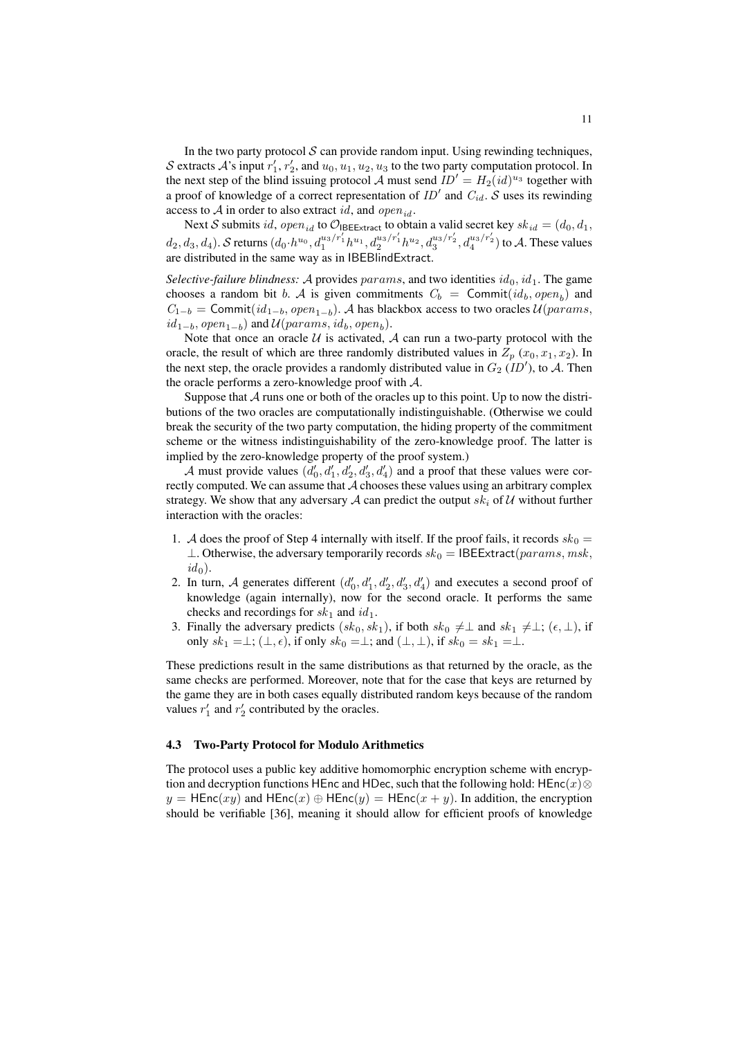In the two party protocol $\mathcal{S}$ can provide random input. Using rewinding techniques, $\mathcal{S}$ extracts $\mathcal{A}$'s input $r'_1$, $r'_2$, and $u_0, u_1, u_2, u_3$ to the two party computation protocol. In the next step of the blind issuing protocol $\mathcal{A}$ must send $ID' = H_2(id)^{u_3}$ together with a proof of knowledge of a correct representation of $ID'$ and $C_{id}$. $\mathcal{S}$ uses its rewinding access to $\mathcal{A}$ in order to also extract $id$, and $open_{id}$.

Next $\mathcal{S}$ submits $id$, $open_{id}$ to $\mathcal{O}_{\mathsf{IBEExtract}}$ to obtain a valid secret key $sk_{id} = (d_0, d_1, d_2, d_3, d_4)$. $\mathcal{S}$ returns $(d_0 \cdot h^{u_0}, d_1^{u_3/r'_1} h^{u_1}, d_2^{u_3/r'_1} h^{u_2}, d_3^{u_3/r'_2}, d_4^{u_3/r'_2})$ to $\mathcal{A}$. These values are distributed in the same way as in $\mathsf{IBEBlindExtract}$.

*Selective-failure blindness:* $\mathcal{A}$ provides $params$, and two identities $id_0, id_1$. The game chooses a random bit $b$. $\mathcal{A}$ is given commitments $C_b = \mathsf{Commit}(id_b, open_b)$ and $C_{1-b} = \mathsf{Commit}(id_{1-b}, open_{1-b})$. $\mathcal{A}$ has blackbox access to two oracles $\mathcal{U}(params, id_{1-b}, open_{1-b})$ and $\mathcal{U}(params, id_b, open_b)$.

Note that once an oracle $\mathcal{U}$ is activated, $\mathcal{A}$ can run a two-party protocol with the oracle, the result of which are three randomly distributed values in $Z_p$ $(x_0, x_1, x_2)$. In the next step, the oracle provides a randomly distributed value in $G_2$ $(ID')$, to $\mathcal{A}$. Then the oracle performs a zero-knowledge proof with $\mathcal{A}$.

Suppose that $\mathcal{A}$ runs one or both of the oracles up to this point. Up to now the distributions of the two oracles are computationally indistinguishable. (Otherwise we could break the security of the two party computation, the hiding property of the commitment scheme or the witness indistinguishability of the zero-knowledge proof. The latter is implied by the zero-knowledge property of the proof system.)

$\mathcal{A}$ must provide values $(d'_0, d'_1, d'_2, d'_3, d'_4)$ and a proof that these values were correctly computed. We can assume that $\mathcal{A}$ chooses these values using an arbitrary complex strategy. We show that any adversary $\mathcal{A}$ can predict the output $sk_i$ of $\mathcal{U}$ without further interaction with the oracles:

1. $\mathcal{A}$ does the proof of Step 4 internally with itself. If the proof fails, it records $sk_0 = \perp$. Otherwise, the adversary temporarily records $sk_0 = \mathsf{IBEExtract}(params, msk, id_0)$.
2. In turn, $\mathcal{A}$ generates different $(d'_0, d'_1, d'_2, d'_3, d'_4)$ and executes a second proof of knowledge (again internally), now for the second oracle. It performs the same checks and recordings for $sk_1$ and $id_1$.
3. Finally the adversary predicts $(sk_0, sk_1)$, if both $sk_0 \neq \perp$ and $sk_1 \neq \perp$; $(\epsilon, \perp)$, if only $sk_1 = \perp$; $(\perp, \epsilon)$, if only $sk_0 = \perp$; and $(\perp, \perp)$, if $sk_0 = sk_1 = \perp$.

These predictions result in the same distributions as that returned by the oracle, as the same checks are performed. Moreover, note that for the case that keys are returned by the game they are in both cases equally distributed random keys because of the random values $r'_1$ and $r'_2$ contributed by the oracles.

### 4.3 Two-Party Protocol for Modulo Arithmetics

The protocol uses a public key additive homomorphic encryption scheme with encryption and decryption functions $\mathsf{HEnc}$ and $\mathsf{HDec}$, such that the following hold: $\mathsf{HEnc}(x) \otimes y = \mathsf{HEnc}(xy)$ and $\mathsf{HEnc}(x) \oplus \mathsf{HEnc}(y) = \mathsf{HEnc}(x + y)$. In addition, the encryption should be verifiable [36], meaning it should allow for efficient proofs of knowledge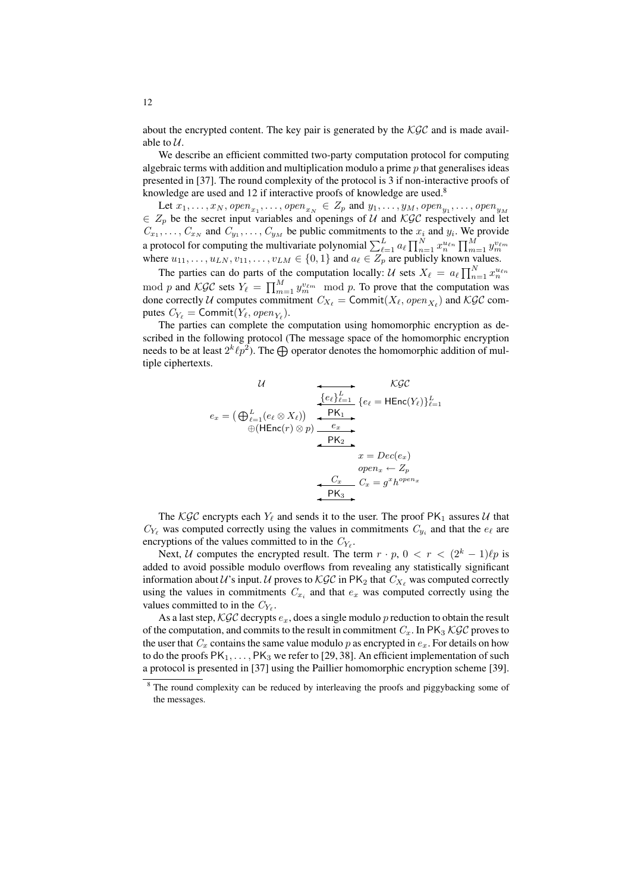about the encrypted content. The key pair is generated by the $\mathcal{KGC}$ and is made available to $\mathcal{U}$.

We describe an efficient committed two-party computation protocol for computing algebraic terms with addition and multiplication modulo a prime $p$ that generalises ideas presented in [37]. The round complexity of the protocol is 3 if non-interactive proofs of knowledge are used and 12 if interactive proofs of knowledge are used.[8]

Let $x_1, \ldots, x_N, open_{x_1}, \ldots, open_{x_N} \in Z_p$ and $y_1, \ldots, y_M, open_{y_1}, \ldots, open_{y_M} \in Z_p$ be the secret input variables and openings of $\mathcal{U}$ and $\mathcal{KGC}$ respectively and let $C_{x_1}, \ldots, C_{x_N}$ and $C_{y_1}, \ldots, C_{y_M}$ be public commitments to the $x_i$ and $y_i$. We provide a protocol for computing the multivariate polynomial $\sum_{\ell=1}^{L} a_\ell \prod_{n=1}^{N} x_n^{u_{\ell n}} \prod_{m=1}^{M} y_m^{v_{\ell m}}$ where $u_{11}, \ldots, u_{LN}, v_{11}, \ldots, v_{LM} \in \{0, 1\}$ and $a_\ell \in Z_p$ are publicly known values.

The parties can do parts of the computation locally: $\mathcal{U}$ sets $X_\ell = a_\ell \prod_{n=1}^{N} x_n^{u_{\ell n}} \mod p$ and $\mathcal{KGC}$ sets $Y_\ell = \prod_{m=1}^{M} y_m^{v_{\ell m}} \mod p$. To prove that the computation was done correctly $\mathcal{U}$ computes commitment $C_{X_\ell} = \mathsf{Commit}(X_\ell, open_{X_\ell})$ and $\mathcal{KGC}$ computes $C_{Y_\ell} = \mathsf{Commit}(Y_\ell, open_{Y_\ell})$.

The parties can complete the computation using homomorphic encryption as described in the following protocol (The message space of the homomorphic encryption needs to be at least $2^k \ell p^2$). The $\bigoplus$ operator denotes the homomorphic addition of multiple ciphertexts.

| $\mathcal{U}$ | | $\mathcal{KGC}$ |
|---|---|---|
| | $\xleftarrow{\{e_\ell\}_{\ell=1}^{L}}$ | $\{e_\ell = \mathsf{HEnc}(Y_\ell)\}_{\ell=1}^{L}$ |
| $e_x = \left(\bigoplus_{\ell=1}^{L}(e_\ell \otimes X_\ell)\right)$ | $\xleftrightarrow{\mathsf{PK}_1}$ | |
| $\oplus(\mathsf{HEnc}(r) \otimes p)$ | $\xrightarrow{e_x}$ | |
| | $\xleftrightarrow{\mathsf{PK}_2}$ | |
| | | $x = Dec(e_x)$ |
| | | $open_x \leftarrow Z_p$ |
| | $\xleftarrow{C_x}$ | $C_x = g^x h^{open_x}$ |
| | $\xleftrightarrow{\mathsf{PK}_3}$ | |

The $\mathcal{KGC}$ encrypts each $Y_\ell$ and sends it to the user. The proof $\mathsf{PK}_1$ assures $\mathcal{U}$ that $C_{Y_\ell}$ was computed correctly using the values in commitments $C_{y_i}$ and that the $e_\ell$ are encryptions of the values committed to in the $C_{Y_\ell}$.

Next, $\mathcal{U}$ computes the encrypted result. The term $r \cdot p$, $0 < r < (2^k - 1)\ell p$ is added to avoid possible modulo overflows from revealing any statistically significant information about $\mathcal{U}$'s input. $\mathcal{U}$ proves to $\mathcal{KGC}$ in $\mathsf{PK}_2$ that $C_{X_\ell}$ was computed correctly using the values in commitments $C_{x_i}$ and that $e_x$ was computed correctly using the values committed to in the $C_{Y_\ell}$.

As a last step, $\mathcal{KGC}$ decrypts $e_x$, does a single modulo $p$ reduction to obtain the result of the computation, and commits to the result in commitment $C_x$. In $\mathsf{PK}_3$ $\mathcal{KGC}$ proves to the user that $C_x$ contains the same value modulo $p$ as encrypted in $e_x$. For details on how to do the proofs $\mathsf{PK}_1, \ldots, \mathsf{PK}_3$ we refer to [29, 38]. An efficient implementation of such a protocol is presented in [37] using the Paillier homomorphic encryption scheme [39].

[8] The round complexity can be reduced by interleaving the proofs and piggybacking some of the messages.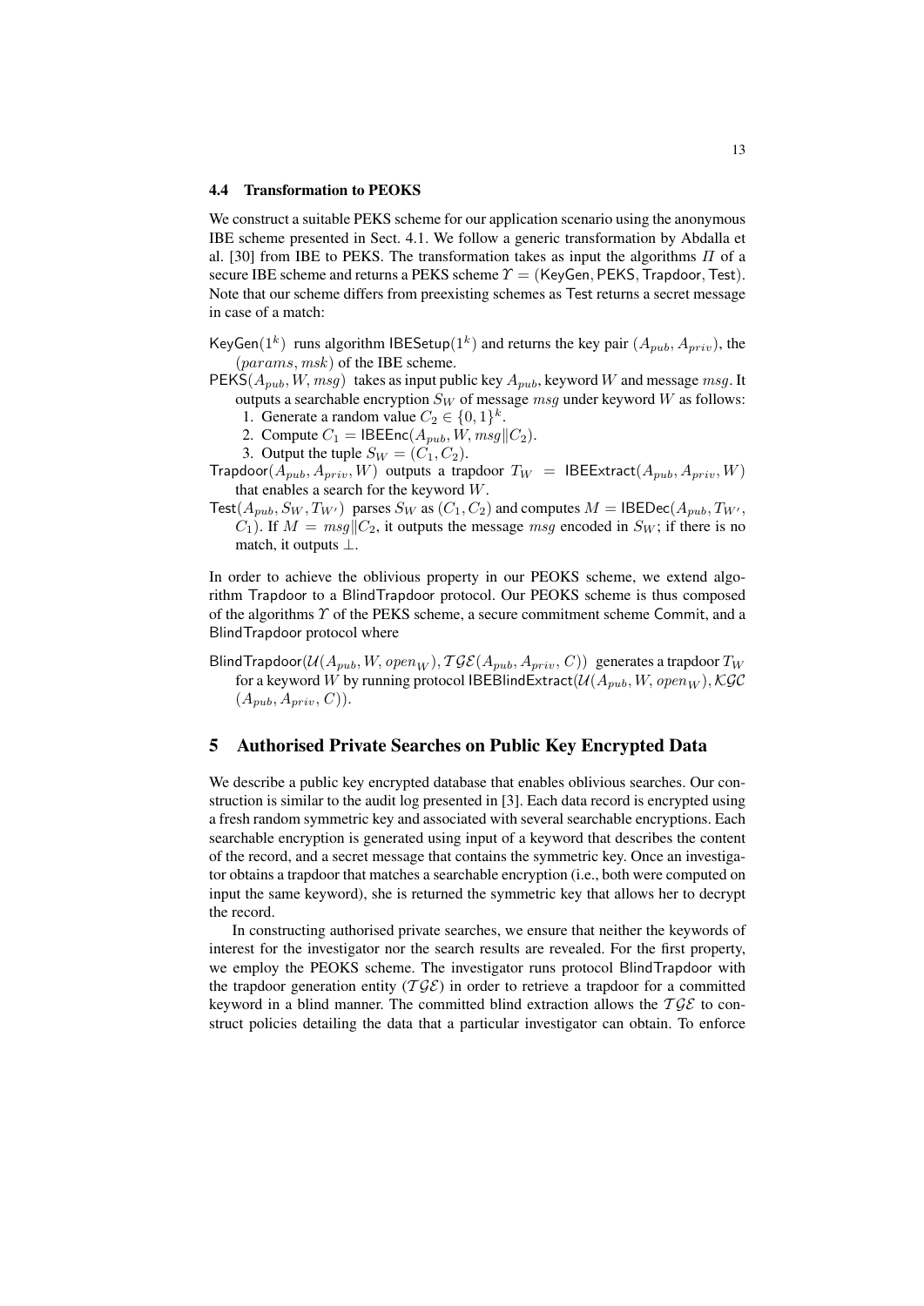### 4.4 Transformation to PEOKS

We construct a suitable PEKS scheme for our application scenario using the anonymous IBE scheme presented in Sect. 4.1. We follow a generic transformation by Abdalla et al. [30] from IBE to PEKS. The transformation takes as input the algorithms $\Pi$ of a secure IBE scheme and returns a PEKS scheme $\Upsilon = (\mathsf{KeyGen}, \mathsf{PEKS}, \mathsf{Trapdoor}, \mathsf{Test})$. Note that our scheme differs from preexisting schemes as Test returns a secret message in case of a match:

$\mathsf{KeyGen}(1^k)$ runs algorithm $\mathsf{IBESetup}(1^k)$ and returns the key pair $(A_{pub}, A_{priv})$, the $(params, msk)$ of the IBE scheme.

$\mathsf{PEKS}(A_{pub}, W, msg)$ takes as input public key $A_{pub}$, keyword $W$ and message $msg$. It outputs a searchable encryption $S_W$ of message $msg$ under keyword $W$ as follows:
1. Generate a random value $C_2 \in \{0,1\}^k$.
2. Compute $C_1 = \mathsf{IBEEnc}(A_{pub}, W, msg \| C_2)$.
3. Output the tuple $S_W = (C_1, C_2)$.

$\mathsf{Trapdoor}(A_{pub}, A_{priv}, W)$ outputs a trapdoor $T_W = \mathsf{IBEExtract}(A_{pub}, A_{priv}, W)$ that enables a search for the keyword $W$.

$\mathsf{Test}(A_{pub}, S_W, T_{W'})$ parses $S_W$ as $(C_1, C_2)$ and computes $M = \mathsf{IBEDec}(A_{pub}, T_{W'}, C_1)$. If $M = msg \| C_2$, it outputs the message $msg$ encoded in $S_W$; if there is no match, it outputs $\perp$.

In order to achieve the oblivious property in our PEOKS scheme, we extend algorithm Trapdoor to a BlindTrapdoor protocol. Our PEOKS scheme is thus composed of the algorithms $\Upsilon$ of the PEKS scheme, a secure commitment scheme Commit, and a BlindTrapdoor protocol where

$\mathsf{BlindTrapdoor}(\mathcal{U}(A_{pub}, W, open_W), \mathcal{TGE}(A_{pub}, A_{priv}, C))$ generates a trapdoor $T_W$ for a keyword $W$ by running protocol $\mathsf{IBEBlindExtract}(\mathcal{U}(A_{pub}, W, open_W), \mathcal{KGC}(A_{pub}, A_{priv}, C))$.

## 5 Authorised Private Searches on Public Key Encrypted Data

We describe a public key encrypted database that enables oblivious searches. Our construction is similar to the audit log presented in [3]. Each data record is encrypted using a fresh random symmetric key and associated with several searchable encryptions. Each searchable encryption is generated using input of a keyword that describes the content of the record, and a secret message that contains the symmetric key. Once an investigator obtains a trapdoor that matches a searchable encryption (i.e., both were computed on input the same keyword), she is returned the symmetric key that allows her to decrypt the record.

In constructing authorised private searches, we ensure that neither the keywords of interest for the investigator nor the search results are revealed. For the first property, we employ the PEOKS scheme. The investigator runs protocol BlindTrapdoor with the trapdoor generation entity ($\mathcal{TGE}$) in order to retrieve a trapdoor for a committed keyword in a blind manner. The committed blind extraction allows the $\mathcal{TGE}$ to construct policies detailing the data that a particular investigator can obtain. To enforce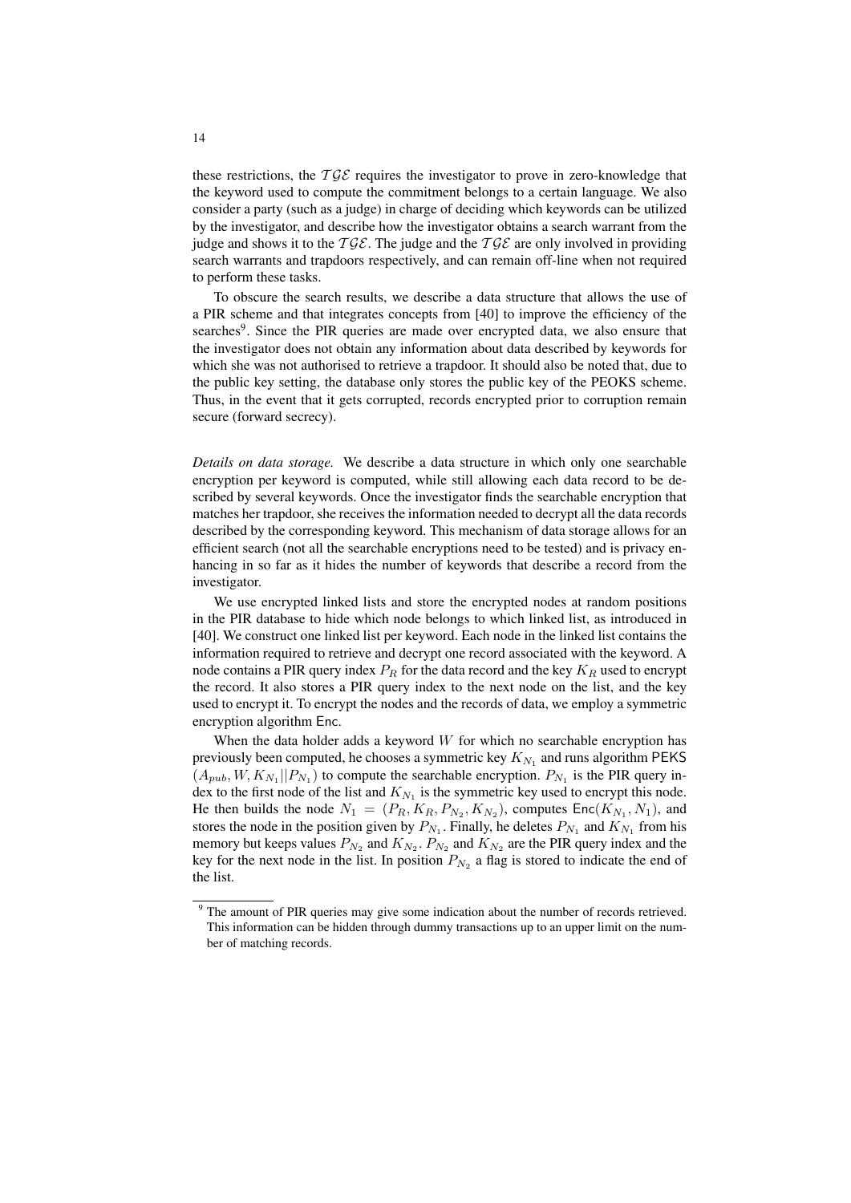these restrictions, the $\mathcal{TGE}$ requires the investigator to prove in zero-knowledge that the keyword used to compute the commitment belongs to a certain language. We also consider a party (such as a judge) in charge of deciding which keywords can be utilized by the investigator, and describe how the investigator obtains a search warrant from the judge and shows it to the $\mathcal{TGE}$. The judge and the $\mathcal{TGE}$ are only involved in providing search warrants and trapdoors respectively, and can remain off-line when not required to perform these tasks.

To obscure the search results, we describe a data structure that allows the use of a PIR scheme and that integrates concepts from [40] to improve the efficiency of the searches[9]. Since the PIR queries are made over encrypted data, we also ensure that the investigator does not obtain any information about data described by keywords for which she was not authorised to retrieve a trapdoor. It should also be noted that, due to the public key setting, the database only stores the public key of the PEOKS scheme. Thus, in the event that it gets corrupted, records encrypted prior to corruption remain secure (forward secrecy).

*Details on data storage.* We describe a data structure in which only one searchable encryption per keyword is computed, while still allowing each data record to be described by several keywords. Once the investigator finds the searchable encryption that matches her trapdoor, she receives the information needed to decrypt all the data records described by the corresponding keyword. This mechanism of data storage allows for an efficient search (not all the searchable encryptions need to be tested) and is privacy enhancing in so far as it hides the number of keywords that describe a record from the investigator.

We use encrypted linked lists and store the encrypted nodes at random positions in the PIR database to hide which node belongs to which linked list, as introduced in [40]. We construct one linked list per keyword. Each node in the linked list contains the information required to retrieve and decrypt one record associated with the keyword. A node contains a PIR query index $P_R$ for the data record and the key $K_R$ used to encrypt the record. It also stores a PIR query index to the next node on the list, and the key used to encrypt it. To encrypt the nodes and the records of data, we employ a symmetric encryption algorithm $\mathsf{Enc}$.

When the data holder adds a keyword $W$ for which no searchable encryption has previously been computed, he chooses a symmetric key $K_{N_1}$ and runs algorithm $\mathsf{PEKS}$ $(A_{pub}, W, K_{N_1}||P_{N_1})$ to compute the searchable encryption. $P_{N_1}$ is the PIR query index to the first node of the list and $K_{N_1}$ is the symmetric key used to encrypt this node. He then builds the node $N_1 = (P_R, K_R, P_{N_2}, K_{N_2})$, computes $\mathsf{Enc}(K_{N_1}, N_1)$, and stores the node in the position given by $P_{N_1}$. Finally, he deletes $P_{N_1}$ and $K_{N_1}$ from his memory but keeps values $P_{N_2}$ and $K_{N_2}$. $P_{N_2}$ and $K_{N_2}$ are the PIR query index and the key for the next node in the list. In position $P_{N_2}$ a flag is stored to indicate the end of the list.

[9] The amount of PIR queries may give some indication about the number of records retrieved. This information can be hidden through dummy transactions up to an upper limit on the number of matching records.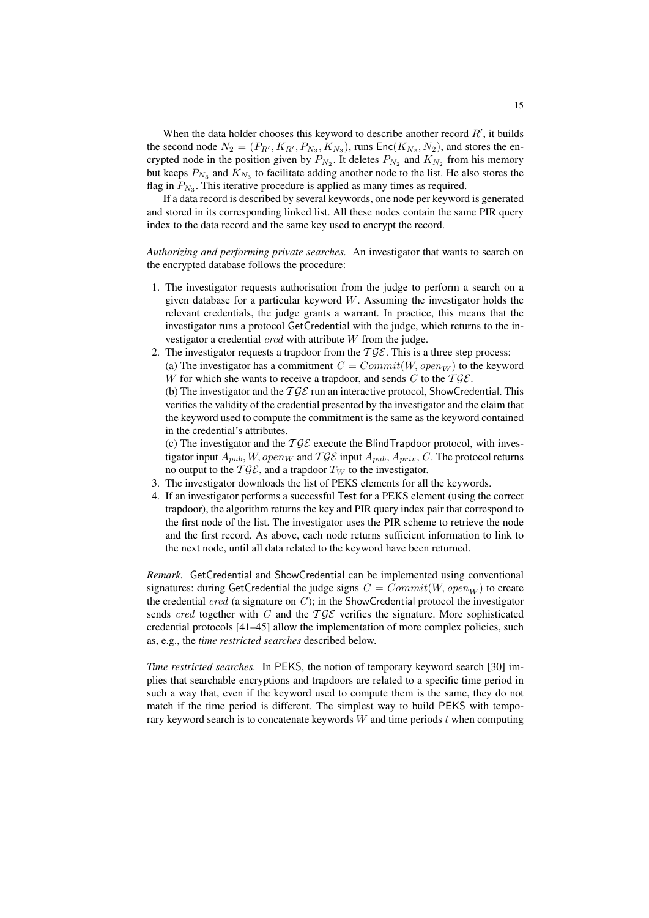When the data holder chooses this keyword to describe another record $R'$, it builds the second node $N_2 = (P_{R'}, K_{R'}, P_{N_3}, K_{N_3})$, runs $\mathsf{Enc}(K_{N_2}, N_2)$, and stores the encrypted node in the position given by $P_{N_2}$. It deletes $P_{N_2}$ and $K_{N_2}$ from his memory but keeps $P_{N_3}$ and $K_{N_3}$ to facilitate adding another node to the list. He also stores the flag in $P_{N_3}$. This iterative procedure is applied as many times as required.

If a data record is described by several keywords, one node per keyword is generated and stored in its corresponding linked list. All these nodes contain the same PIR query index to the data record and the same key used to encrypt the record.

*Authorizing and performing private searches.* An investigator that wants to search on the encrypted database follows the procedure:

1. The investigator requests authorisation from the judge to perform a search on a given database for a particular keyword $W$. Assuming the investigator holds the relevant credentials, the judge grants a warrant. In practice, this means that the investigator runs a protocol GetCredential with the judge, which returns to the investigator a credential $cred$ with attribute $W$ from the judge.
2. The investigator requests a trapdoor from the $\mathcal{TGE}$. This is a three step process:
   (a) The investigator has a commitment $C = Commit(W, open_W)$ to the keyword $W$ for which she wants to receive a trapdoor, and sends $C$ to the $\mathcal{TGE}$.
   (b) The investigator and the $\mathcal{TGE}$ run an interactive protocol, ShowCredential. This verifies the validity of the credential presented by the investigator and the claim that the keyword used to compute the commitment is the same as the keyword contained in the credential's attributes.
   (c) The investigator and the $\mathcal{TGE}$ execute the BlindTrapdoor protocol, with investigator input $A_{pub}, W, open_W$ and $\mathcal{TGE}$ input $A_{pub}, A_{priv}, C$. The protocol returns no output to the $\mathcal{TGE}$, and a trapdoor $T_W$ to the investigator.
3. The investigator downloads the list of PEKS elements for all the keywords.
4. If an investigator performs a successful Test for a PEKS element (using the correct trapdoor), the algorithm returns the key and PIR query index pair that correspond to the first node of the list. The investigator uses the PIR scheme to retrieve the node and the first record. As above, each node returns sufficient information to link to the next node, until all data related to the keyword have been returned.

*Remark.* GetCredential and ShowCredential can be implemented using conventional signatures: during GetCredential the judge signs $C = Commit(W, open_W)$ to create the credential $cred$ (a signature on $C$); in the ShowCredential protocol the investigator sends $cred$ together with $C$ and the $\mathcal{TGE}$ verifies the signature. More sophisticated credential protocols [41–45] allow the implementation of more complex policies, such as, e.g., the *time restricted searches* described below.

*Time restricted searches.* In PEKS, the notion of temporary keyword search [30] implies that searchable encryptions and trapdoors are related to a specific time period in such a way that, even if the keyword used to compute them is the same, they do not match if the time period is different. The simplest way to build PEKS with temporary keyword search is to concatenate keywords $W$ and time periods $t$ when computing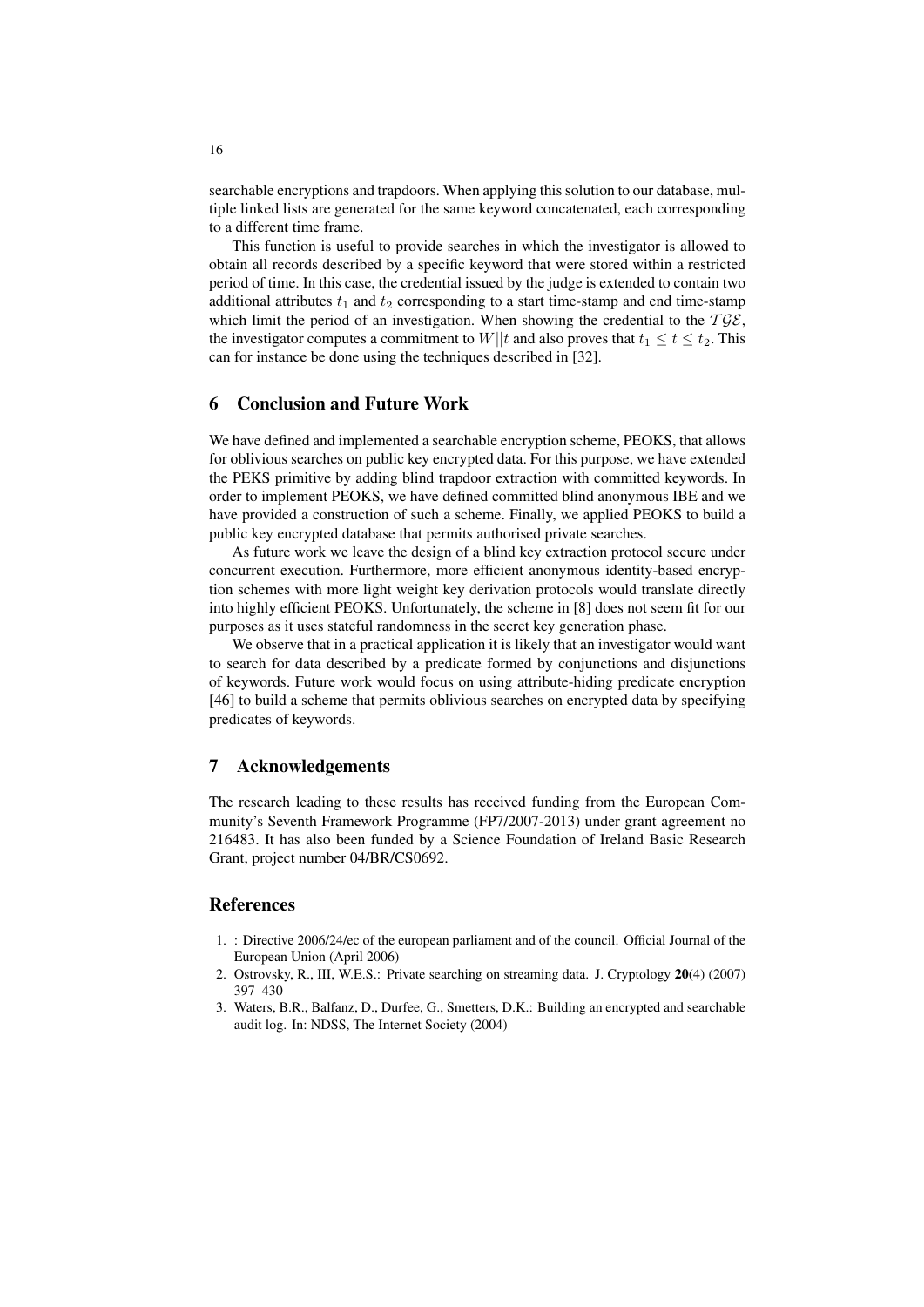searchable encryptions and trapdoors. When applying this solution to our database, multiple linked lists are generated for the same keyword concatenated, each corresponding to a different time frame.

This function is useful to provide searches in which the investigator is allowed to obtain all records described by a specific keyword that were stored within a restricted period of time. In this case, the credential issued by the judge is extended to contain two additional attributes $t_1$ and $t_2$ corresponding to a start time-stamp and end time-stamp which limit the period of an investigation. When showing the credential to the $\mathcal{TGE}$, the investigator computes a commitment to $W||t$ and also proves that $t_1 \leq t \leq t_2$. This can for instance be done using the techniques described in [32].

## 6 Conclusion and Future Work

We have defined and implemented a searchable encryption scheme, PEOKS, that allows for oblivious searches on public key encrypted data. For this purpose, we have extended the PEKS primitive by adding blind trapdoor extraction with committed keywords. In order to implement PEOKS, we have defined committed blind anonymous IBE and we have provided a construction of such a scheme. Finally, we applied PEOKS to build a public key encrypted database that permits authorised private searches.

As future work we leave the design of a blind key extraction protocol secure under concurrent execution. Furthermore, more efficient anonymous identity-based encryption schemes with more light weight key derivation protocols would translate directly into highly efficient PEOKS. Unfortunately, the scheme in [8] does not seem fit for our purposes as it uses stateful randomness in the secret key generation phase.

We observe that in a practical application it is likely that an investigator would want to search for data described by a predicate formed by conjunctions and disjunctions of keywords. Future work would focus on using attribute-hiding predicate encryption [46] to build a scheme that permits oblivious searches on encrypted data by specifying predicates of keywords.

## 7 Acknowledgements

The research leading to these results has received funding from the European Community's Seventh Framework Programme (FP7/2007-2013) under grant agreement no 216483. It has also been funded by a Science Foundation of Ireland Basic Research Grant, project number 04/BR/CS0692.

## References

1. : Directive 2006/24/ec of the european parliament and of the council. Official Journal of the European Union (April 2006)
2. Ostrovsky, R., III, W.E.S.: Private searching on streaming data. J. Cryptology **20**(4) (2007) 397–430
3. Waters, B.R., Balfanz, D., Durfee, G., Smetters, D.K.: Building an encrypted and searchable audit log. In: NDSS, The Internet Society (2004)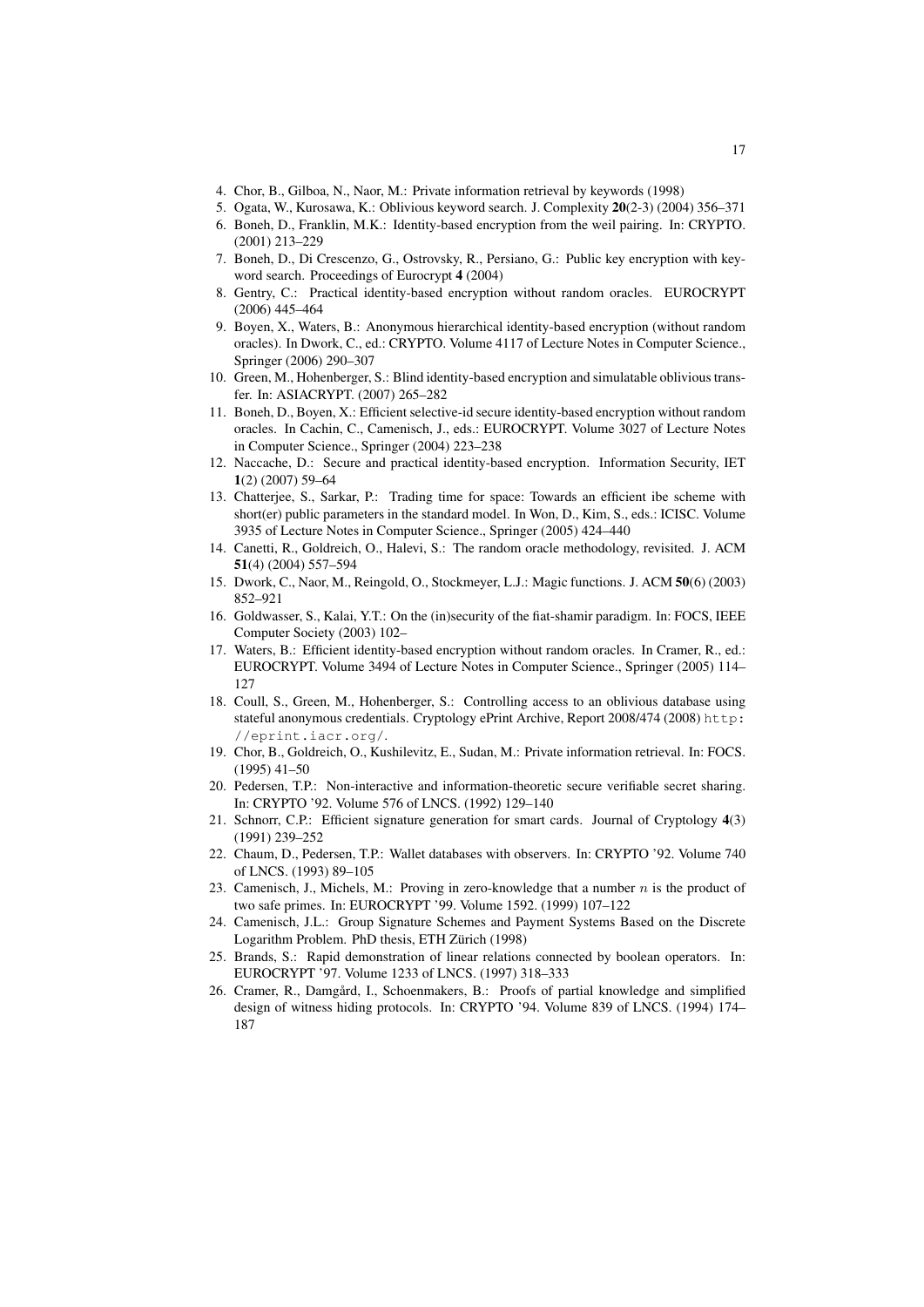4. Chor, B., Gilboa, N., Naor, M.: Private information retrieval by keywords (1998)
5. Ogata, W., Kurosawa, K.: Oblivious keyword search. J. Complexity **20**(2-3) (2004) 356–371
6. Boneh, D., Franklin, M.K.: Identity-based encryption from the weil pairing. In: CRYPTO. (2001) 213–229
7. Boneh, D., Di Crescenzo, G., Ostrovsky, R., Persiano, G.: Public key encryption with keyword search. Proceedings of Eurocrypt **4** (2004)
8. Gentry, C.: Practical identity-based encryption without random oracles. EUROCRYPT (2006) 445–464
9. Boyen, X., Waters, B.: Anonymous hierarchical identity-based encryption (without random oracles). In Dwork, C., ed.: CRYPTO. Volume 4117 of Lecture Notes in Computer Science., Springer (2006) 290–307
10. Green, M., Hohenberger, S.: Blind identity-based encryption and simulatable oblivious transfer. In: ASIACRYPT. (2007) 265–282
11. Boneh, D., Boyen, X.: Efficient selective-id secure identity-based encryption without random oracles. In Cachin, C., Camenisch, J., eds.: EUROCRYPT. Volume 3027 of Lecture Notes in Computer Science., Springer (2004) 223–238
12. Naccache, D.: Secure and practical identity-based encryption. Information Security, IET **1**(2) (2007) 59–64
13. Chatterjee, S., Sarkar, P.: Trading time for space: Towards an efficient ibe scheme with short(er) public parameters in the standard model. In Won, D., Kim, S., eds.: ICISC. Volume 3935 of Lecture Notes in Computer Science., Springer (2005) 424–440
14. Canetti, R., Goldreich, O., Halevi, S.: The random oracle methodology, revisited. J. ACM **51**(4) (2004) 557–594
15. Dwork, C., Naor, M., Reingold, O., Stockmeyer, L.J.: Magic functions. J. ACM **50**(6) (2003) 852–921
16. Goldwasser, S., Kalai, Y.T.: On the (in)security of the fiat-shamir paradigm. In: FOCS, IEEE Computer Society (2003) 102–
17. Waters, B.: Efficient identity-based encryption without random oracles. In Cramer, R., ed.: EUROCRYPT. Volume 3494 of Lecture Notes in Computer Science., Springer (2005) 114–127
18. Coull, S., Green, M., Hohenberger, S.: Controlling access to an oblivious database using stateful anonymous credentials. Cryptology ePrint Archive, Report 2008/474 (2008) `http://eprint.iacr.org/`.
19. Chor, B., Goldreich, O., Kushilevitz, E., Sudan, M.: Private information retrieval. In: FOCS. (1995) 41–50
20. Pedersen, T.P.: Non-interactive and information-theoretic secure verifiable secret sharing. In: CRYPTO '92. Volume 576 of LNCS. (1992) 129–140
21. Schnorr, C.P.: Efficient signature generation for smart cards. Journal of Cryptology **4**(3) (1991) 239–252
22. Chaum, D., Pedersen, T.P.: Wallet databases with observers. In: CRYPTO '92. Volume 740 of LNCS. (1993) 89–105
23. Camenisch, J., Michels, M.: Proving in zero-knowledge that a number $n$ is the product of two safe primes. In: EUROCRYPT '99. Volume 1592. (1999) 107–122
24. Camenisch, J.L.: Group Signature Schemes and Payment Systems Based on the Discrete Logarithm Problem. PhD thesis, ETH Zürich (1998)
25. Brands, S.: Rapid demonstration of linear relations connected by boolean operators. In: EUROCRYPT '97. Volume 1233 of LNCS. (1997) 318–333
26. Cramer, R., Damgård, I., Schoenmakers, B.: Proofs of partial knowledge and simplified design of witness hiding protocols. In: CRYPTO '94. Volume 839 of LNCS. (1994) 174–187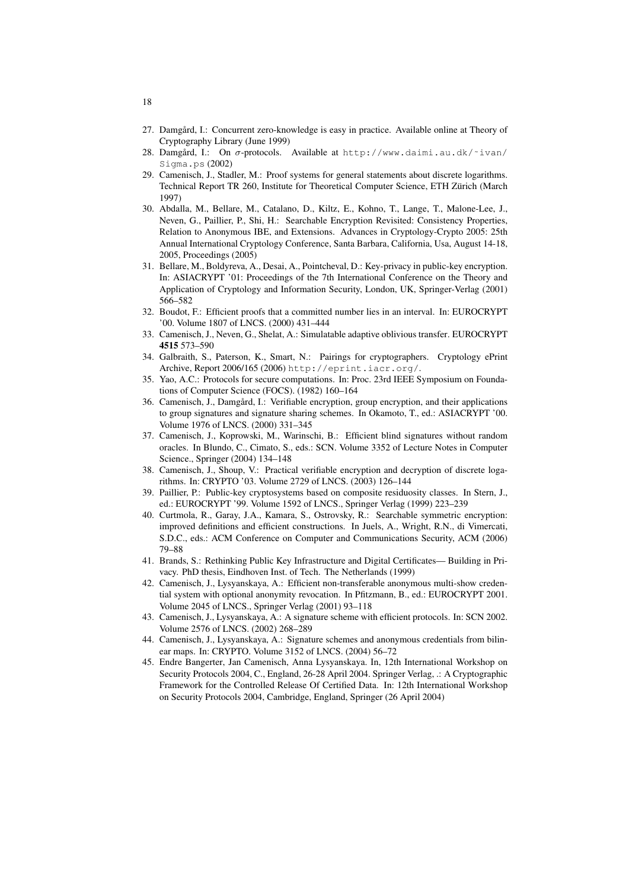27. Damgård, I.: Concurrent zero-knowledge is easy in practice. Available online at Theory of Cryptography Library (June 1999)
28. Damgård, I.: On $\sigma$-protocols. Available at http://www.daimi.au.dk/~ivan/Sigma.ps (2002)
29. Camenisch, J., Stadler, M.: Proof systems for general statements about discrete logarithms. Technical Report TR 260, Institute for Theoretical Computer Science, ETH Zürich (March 1997)
30. Abdalla, M., Bellare, M., Catalano, D., Kiltz, E., Kohno, T., Lange, T., Malone-Lee, J., Neven, G., Paillier, P., Shi, H.: Searchable Encryption Revisited: Consistency Properties, Relation to Anonymous IBE, and Extensions. Advances in Cryptology-Crypto 2005: 25th Annual International Cryptology Conference, Santa Barbara, California, Usa, August 14-18, 2005, Proceedings (2005)
31. Bellare, M., Boldyreva, A., Desai, A., Pointcheval, D.: Key-privacy in public-key encryption. In: ASIACRYPT '01: Proceedings of the 7th International Conference on the Theory and Application of Cryptology and Information Security, London, UK, Springer-Verlag (2001) 566–582
32. Boudot, F.: Efficient proofs that a committed number lies in an interval. In: EUROCRYPT '00. Volume 1807 of LNCS. (2000) 431–444
33. Camenisch, J., Neven, G., Shelat, A.: Simulatable adaptive oblivious transfer. EUROCRYPT **4515** 573–590
34. Galbraith, S., Paterson, K., Smart, N.: Pairings for cryptographers. Cryptology ePrint Archive, Report 2006/165 (2006) http://eprint.iacr.org/.
35. Yao, A.C.: Protocols for secure computations. In: Proc. 23rd IEEE Symposium on Foundations of Computer Science (FOCS). (1982) 160–164
36. Camenisch, J., Damgård, I.: Verifiable encryption, group encryption, and their applications to group signatures and signature sharing schemes. In Okamoto, T., ed.: ASIACRYPT '00. Volume 1976 of LNCS. (2000) 331–345
37. Camenisch, J., Koprowski, M., Warinschi, B.: Efficient blind signatures without random oracles. In Blundo, C., Cimato, S., eds.: SCN. Volume 3352 of Lecture Notes in Computer Science., Springer (2004) 134–148
38. Camenisch, J., Shoup, V.: Practical verifiable encryption and decryption of discrete logarithms. In: CRYPTO '03. Volume 2729 of LNCS. (2003) 126–144
39. Paillier, P.: Public-key cryptosystems based on composite residuosity classes. In Stern, J., ed.: EUROCRYPT '99. Volume 1592 of LNCS., Springer Verlag (1999) 223–239
40. Curtmola, R., Garay, J.A., Kamara, S., Ostrovsky, R.: Searchable symmetric encryption: improved definitions and efficient constructions. In Juels, A., Wright, R.N., di Vimercati, S.D.C., eds.: ACM Conference on Computer and Communications Security, ACM (2006) 79–88
41. Brands, S.: Rethinking Public Key Infrastructure and Digital Certificates— Building in Privacy. PhD thesis, Eindhoven Inst. of Tech. The Netherlands (1999)
42. Camenisch, J., Lysyanskaya, A.: Efficient non-transferable anonymous multi-show credential system with optional anonymity revocation. In Pfitzmann, B., ed.: EUROCRYPT 2001. Volume 2045 of LNCS., Springer Verlag (2001) 93–118
43. Camenisch, J., Lysyanskaya, A.: A signature scheme with efficient protocols. In: SCN 2002. Volume 2576 of LNCS. (2002) 268–289
44. Camenisch, J., Lysyanskaya, A.: Signature schemes and anonymous credentials from bilinear maps. In: CRYPTO. Volume 3152 of LNCS. (2004) 56–72
45. Endre Bangerter, Jan Camenisch, Anna Lysyanskaya. In, 12th International Workshop on Security Protocols 2004, C., England, 26-28 April 2004. Springer Verlag, .: A Cryptographic Framework for the Controlled Release Of Certified Data. In: 12th International Workshop on Security Protocols 2004, Cambridge, England, Springer (26 April 2004)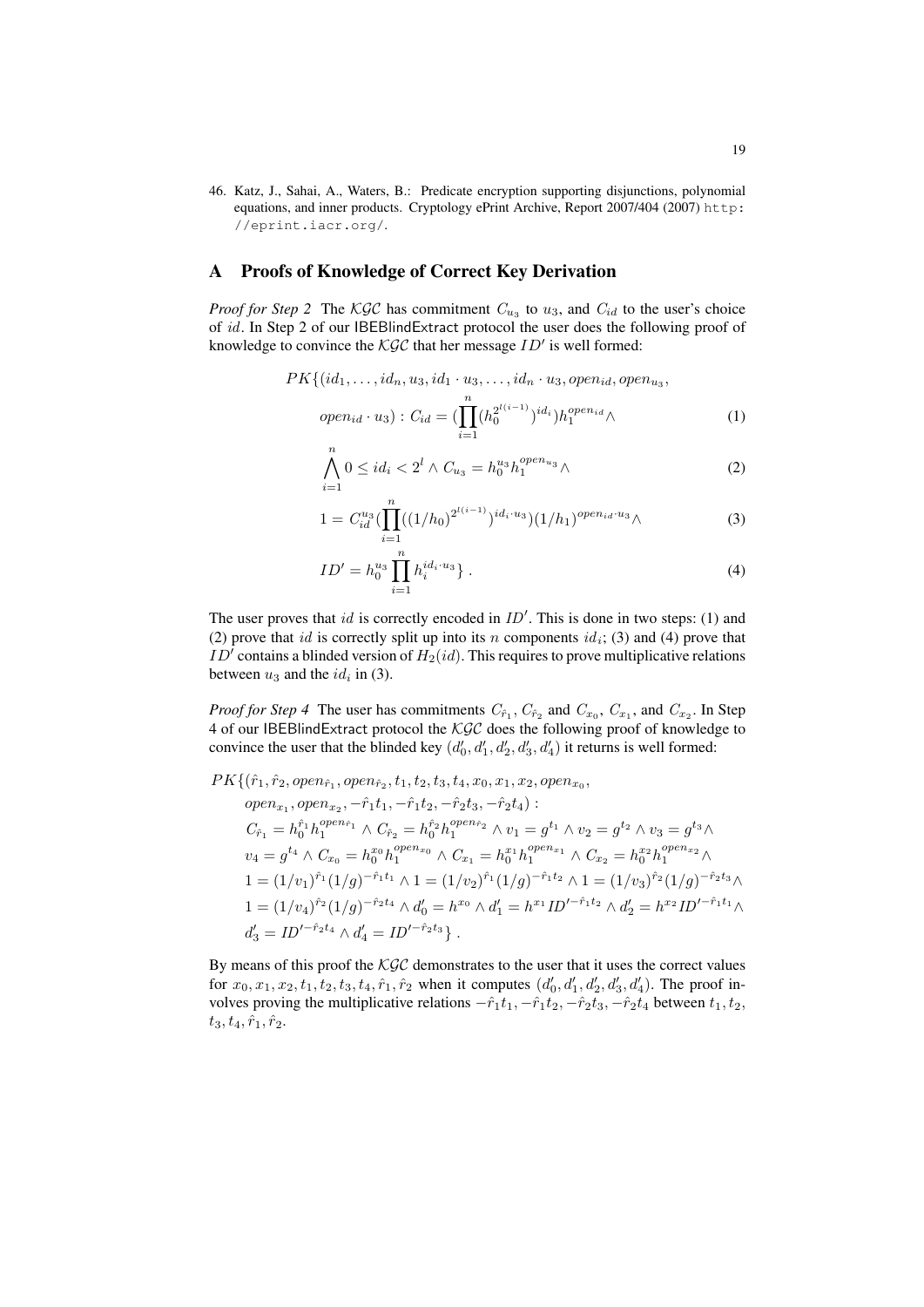46. Katz, J., Sahai, A., Waters, B.: Predicate encryption supporting disjunctions, polynomial equations, and inner products. Cryptology ePrint Archive, Report 2007/404 (2007) http://eprint.iacr.org/.

## A Proofs of Knowledge of Correct Key Derivation

*Proof for Step 2* The $\mathcal{KGC}$ has commitment $C_{u_3}$ to $u_3$, and $C_{id}$ to the user's choice of $id$. In Step 2 of our IBEBlindExtract protocol the user does the following proof of knowledge to convince the $\mathcal{KGC}$ that her message $ID'$ is well formed:

$$
\begin{aligned}
PK\{(&id_1, \ldots, id_n, u_3, id_1 \cdot u_3, \ldots, id_n \cdot u_3, open_{id}, open_{u_3}, \\
&open_{id} \cdot u_3) : C_{id} = (\prod_{i=1}^{n} (h_0^{2^{l(i-1)}})^{id_i}) h_1^{open_{id}} \wedge && (1)\\
&\bigwedge_{i=1}^{n} 0 \leq id_i < 2^l \wedge C_{u_3} = h_0^{u_3} h_1^{open_{u_3}} \wedge && (2)\\
&1 = C_{id}^{u_3} (\prod_{i=1}^{n} ((1/h_0)^{2^{l(i-1)}})^{id_i \cdot u_3}) (1/h_1)^{open_{id} \cdot u_3} \wedge && (3)\\
&ID' = h_0^{u_3} \prod_{i=1}^{n} h_i^{id_i \cdot u_3}\} . && (4)
\end{aligned}
$$

The user proves that $id$ is correctly encoded in $ID'$. This is done in two steps: (1) and (2) prove that $id$ is correctly split up into its $n$ components $id_i$; (3) and (4) prove that $ID'$ contains a blinded version of $H_2(id)$. This requires to prove multiplicative relations between $u_3$ and the $id_i$ in (3).

*Proof for Step 4* The user has commitments $C_{\hat{r}_1}$, $C_{\hat{r}_2}$ and $C_{x_0}$, $C_{x_1}$, and $C_{x_2}$. In Step 4 of our IBEBlindExtract protocol the $\mathcal{KGC}$ does the following proof of knowledge to convince the user that the blinded key $(d'_0, d'_1, d'_2, d'_3, d'_4)$ it returns is well formed:

$$
\begin{aligned}
PK\{(&\hat{r}_1, \hat{r}_2, open_{\hat{r}_1}, open_{\hat{r}_2}, t_1, t_2, t_3, t_4, x_0, x_1, x_2, open_{x_0},\\
&open_{x_1}, open_{x_2}, -\hat{r}_1 t_1, -\hat{r}_1 t_2, -\hat{r}_2 t_3, -\hat{r}_2 t_4) :\\
&C_{\hat{r}_1} = h_0^{\hat{r}_1} h_1^{open_{\hat{r}_1}} \wedge C_{\hat{r}_2} = h_0^{\hat{r}_2} h_1^{open_{\hat{r}_2}} \wedge v_1 = g^{t_1} \wedge v_2 = g^{t_2} \wedge v_3 = g^{t_3} \wedge\\
&v_4 = g^{t_4} \wedge C_{x_0} = h_0^{x_0} h_1^{open_{x_0}} \wedge C_{x_1} = h_0^{x_1} h_1^{open_{x_1}} \wedge C_{x_2} = h_0^{x_2} h_1^{open_{x_2}} \wedge\\
&1 = (1/v_1)^{\hat{r}_1} (1/g)^{-\hat{r}_1 t_1} \wedge 1 = (1/v_2)^{\hat{r}_1} (1/g)^{-\hat{r}_1 t_2} \wedge 1 = (1/v_3)^{\hat{r}_2} (1/g)^{-\hat{r}_2 t_3} \wedge\\
&1 = (1/v_4)^{\hat{r}_2} (1/g)^{-\hat{r}_2 t_4} \wedge d'_0 = h^{x_0} \wedge d'_1 = h^{x_1} ID'^{-\hat{r}_1 t_2} \wedge d'_2 = h^{x_2} ID'^{-\hat{r}_1 t_1} \wedge\\
&d'_3 = ID'^{-\hat{r}_2 t_4} \wedge d'_4 = ID'^{-\hat{r}_2 t_3}\} .
\end{aligned}
$$

By means of this proof the $\mathcal{KGC}$ demonstrates to the user that it uses the correct values for $x_0, x_1, x_2, t_1, t_2, t_3, t_4, \hat{r}_1, \hat{r}_2$ when it computes $(d'_0, d'_1, d'_2, d'_3, d'_4)$. The proof involves proving the multiplicative relations $-\hat{r}_1 t_1, -\hat{r}_1 t_2, -\hat{r}_2 t_3, -\hat{r}_2 t_4$ between $t_1, t_2, t_3, t_4, \hat{r}_1, \hat{r}_2$.